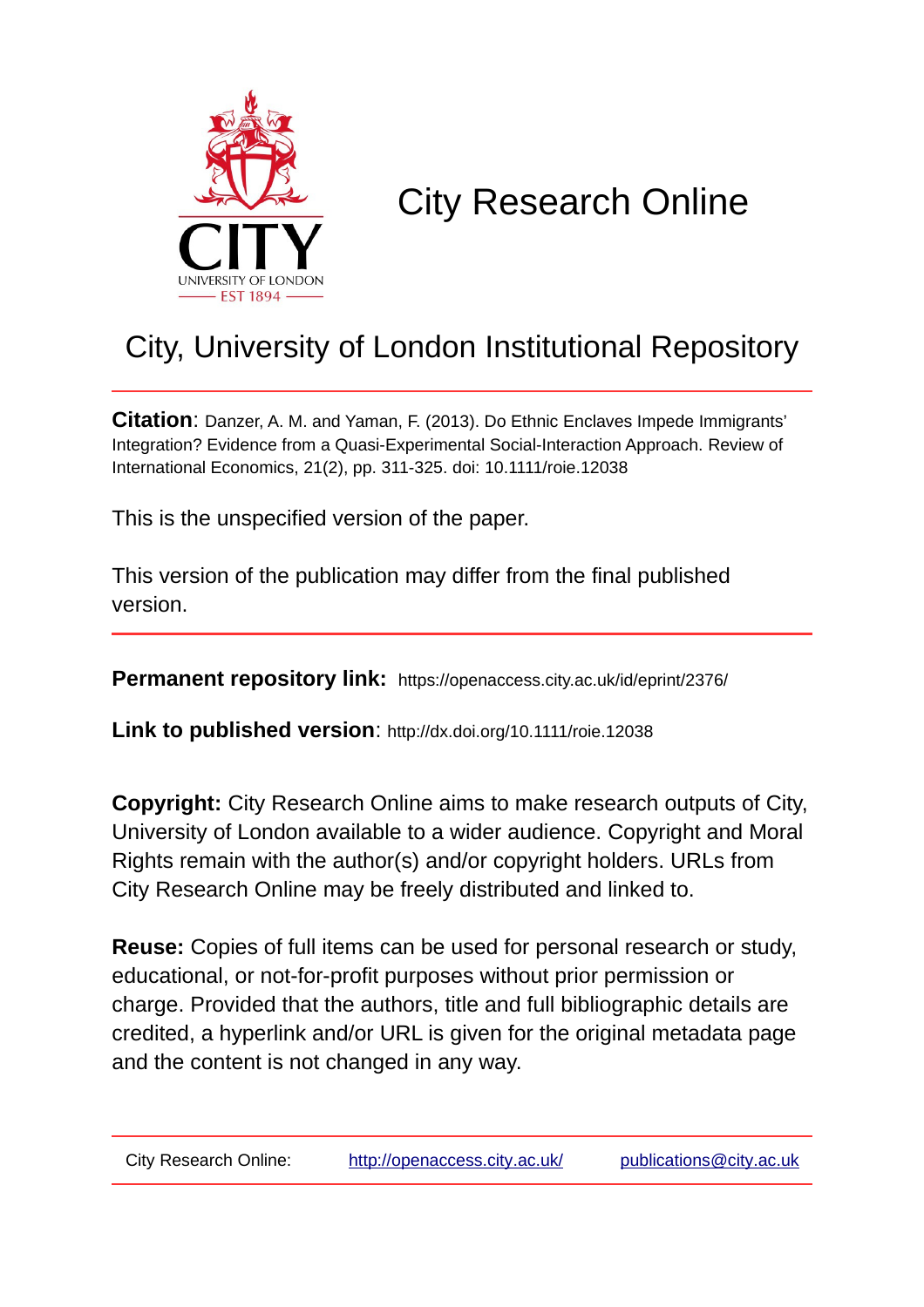# City Research Online

## City, University of London Institutional Repository

**Citation**: Danzer, A. M. and Yaman, F. (2013). Do Ethnic Enclaves Impede Immigrants' Integration? Evidence from a Quasi-Experimental Social-Interaction Approach. Review of International Economics, 21(2), pp. 311-325. doi: 10.1111/roie.12038

This is the unspecified version of the paper.

This version of the publication may differ from the final published version.

**Permanent repository link:** https://openaccess.city.ac.uk/id/eprint/2376/

**Link to published version**: http://dx.doi.org/10.1111/roie.12038

**Copyright:** City Research Online aims to make research outputs of City, University of London available to a wider audience. Copyright and Moral Rights remain with the author(s) and/or copyright holders. URLs from City Research Online may be freely distributed and linked to.

**Reuse:** Copies of full items can be used for personal research or study, educational, or not-for-profit purposes without prior permission or charge. Provided that the authors, title and full bibliographic details are credited, a hyperlink and/or URL is given for the original metadata page and the content is not changed in any way.

City Research Online: http://openaccess.city.ac.uk/ publications@city.ac.uk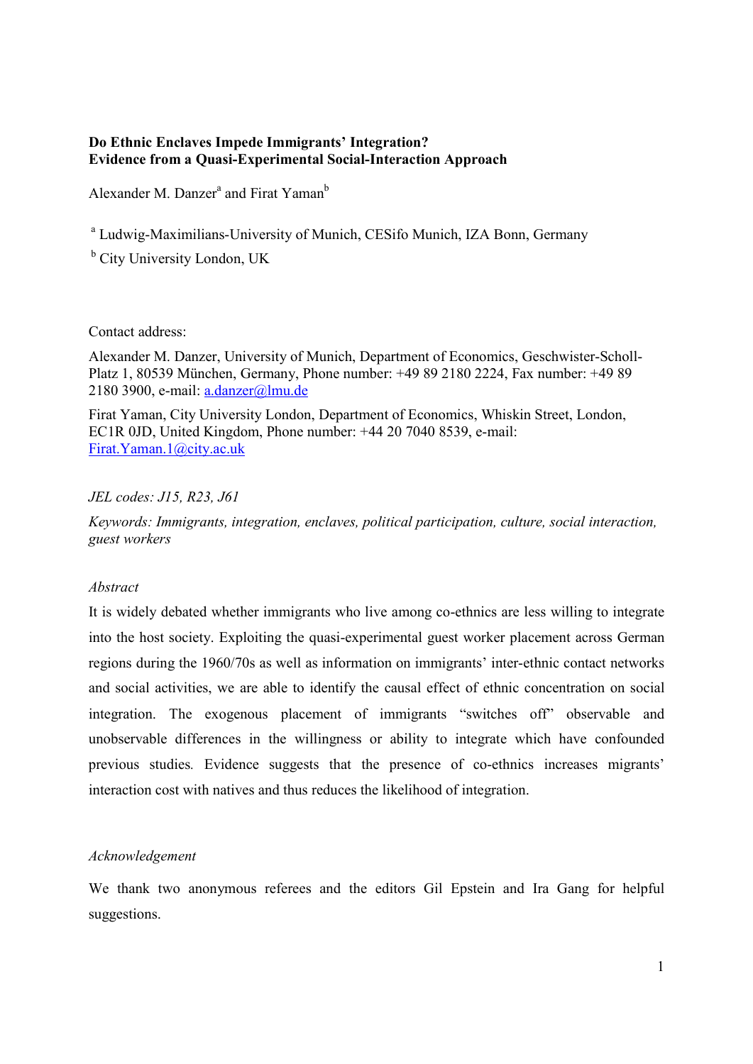**Do Ethnic Enclaves Impede Immigrants' Integration?**
**Evidence from a Quasi-Experimental Social-Interaction Approach**

Alexander M. Danzer[a] and Firat Yaman[b]

[a] Ludwig-Maximilians-University of Munich, CESifo Munich, IZA Bonn, Germany

[b] City University London, UK

Contact address:

Alexander M. Danzer, University of Munich, Department of Economics, Geschwister-Scholl-Platz 1, 80539 München, Germany, Phone number: +49 89 2180 2224, Fax number: +49 89 2180 3900, e-mail: [a.danzer@lmu.de](mailto:a.danzer@lmu.de)

Firat Yaman, City University London, Department of Economics, Whiskin Street, London, EC1R 0JD, United Kingdom, Phone number: +44 20 7040 8539, e-mail: [Firat.Yaman.1@city.ac.uk](mailto:Firat.Yaman.1@city.ac.uk)

*JEL codes: J15, R23, J61*

*Keywords: Immigrants, integration, enclaves, political participation, culture, social interaction, guest workers*

*Abstract*

It is widely debated whether immigrants who live among co-ethnics are less willing to integrate into the host society. Exploiting the quasi-experimental guest worker placement across German regions during the 1960/70s as well as information on immigrants' inter-ethnic contact networks and social activities, we are able to identify the causal effect of ethnic concentration on social integration. The exogenous placement of immigrants "switches off" observable and unobservable differences in the willingness or ability to integrate which have confounded previous studies. Evidence suggests that the presence of co-ethnics increases migrants' interaction cost with natives and thus reduces the likelihood of integration.

*Acknowledgement*

We thank two anonymous referees and the editors Gil Epstein and Ira Gang for helpful suggestions.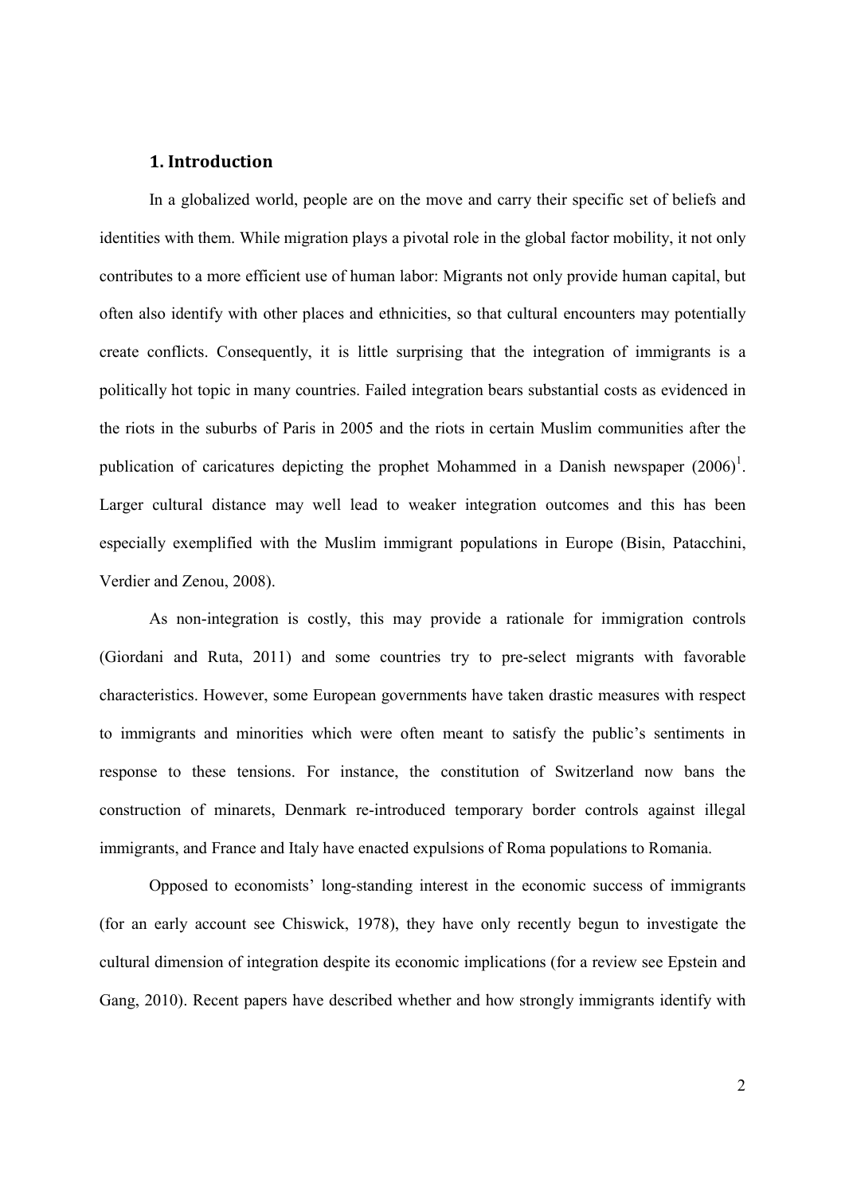## 1. Introduction

In a globalized world, people are on the move and carry their specific set of beliefs and identities with them. While migration plays a pivotal role in the global factor mobility, it not only contributes to a more efficient use of human labor: Migrants not only provide human capital, but often also identify with other places and ethnicities, so that cultural encounters may potentially create conflicts. Consequently, it is little surprising that the integration of immigrants is a politically hot topic in many countries. Failed integration bears substantial costs as evidenced in the riots in the suburbs of Paris in 2005 and the riots in certain Muslim communities after the publication of caricatures depicting the prophet Mohammed in a Danish newspaper (2006)[1]. Larger cultural distance may well lead to weaker integration outcomes and this has been especially exemplified with the Muslim immigrant populations in Europe (Bisin, Patacchini, Verdier and Zenou, 2008).

As non-integration is costly, this may provide a rationale for immigration controls (Giordani and Ruta, 2011) and some countries try to pre-select migrants with favorable characteristics. However, some European governments have taken drastic measures with respect to immigrants and minorities which were often meant to satisfy the public's sentiments in response to these tensions. For instance, the constitution of Switzerland now bans the construction of minarets, Denmark re-introduced temporary border controls against illegal immigrants, and France and Italy have enacted expulsions of Roma populations to Romania.

Opposed to economists' long-standing interest in the economic success of immigrants (for an early account see Chiswick, 1978), they have only recently begun to investigate the cultural dimension of integration despite its economic implications (for a review see Epstein and Gang, 2010). Recent papers have described whether and how strongly immigrants identify with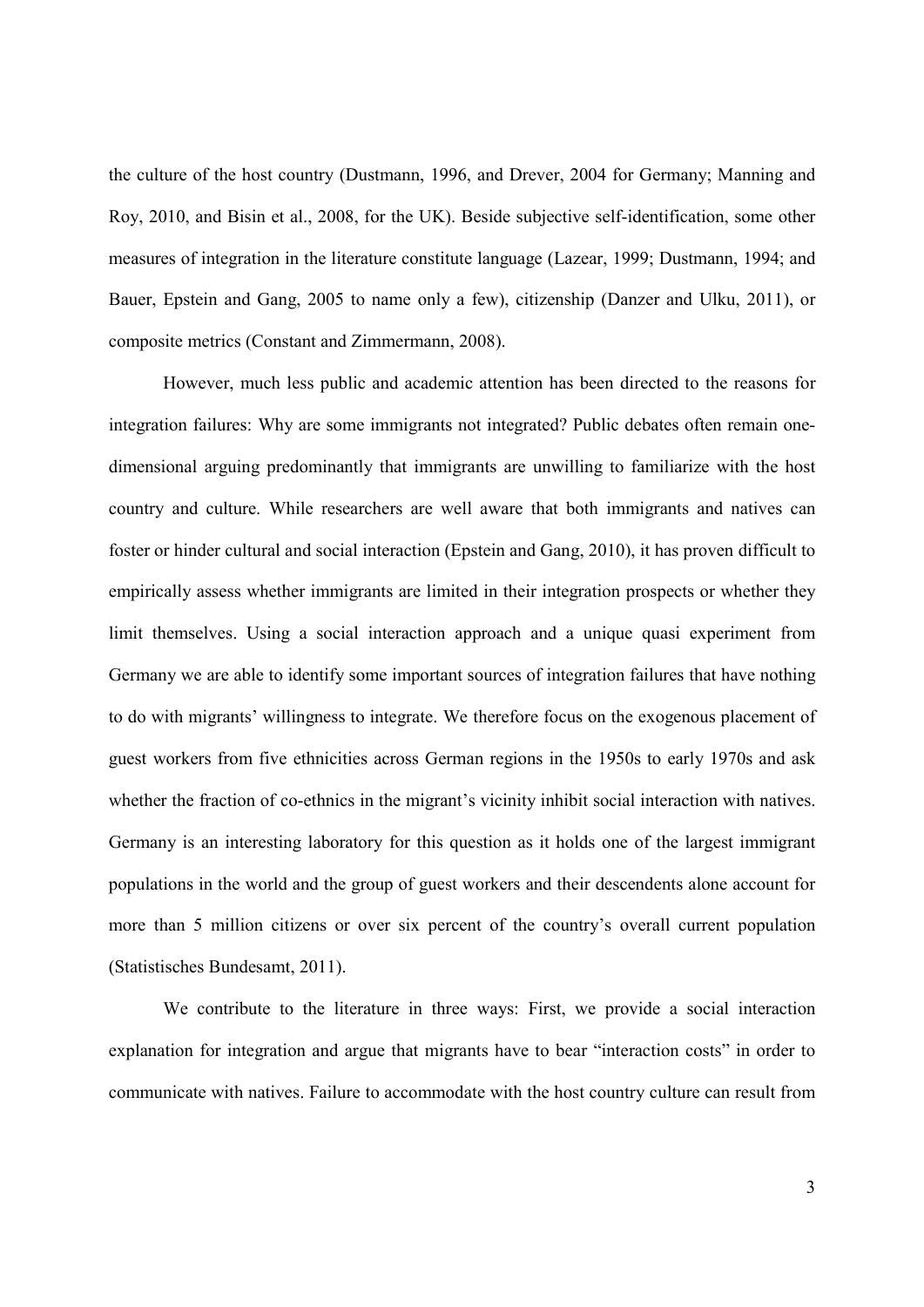the culture of the host country (Dustmann, 1996, and Drever, 2004 for Germany; Manning and Roy, 2010, and Bisin et al., 2008, for the UK). Beside subjective self-identification, some other measures of integration in the literature constitute language (Lazear, 1999; Dustmann, 1994; and Bauer, Epstein and Gang, 2005 to name only a few), citizenship (Danzer and Ulku, 2011), or composite metrics (Constant and Zimmermann, 2008).

However, much less public and academic attention has been directed to the reasons for integration failures: Why are some immigrants not integrated? Public debates often remain one-dimensional arguing predominantly that immigrants are unwilling to familiarize with the host country and culture. While researchers are well aware that both immigrants and natives can foster or hinder cultural and social interaction (Epstein and Gang, 2010), it has proven difficult to empirically assess whether immigrants are limited in their integration prospects or whether they limit themselves. Using a social interaction approach and a unique quasi experiment from Germany we are able to identify some important sources of integration failures that have nothing to do with migrants' willingness to integrate. We therefore focus on the exogenous placement of guest workers from five ethnicities across German regions in the 1950s to early 1970s and ask whether the fraction of co-ethnics in the migrant's vicinity inhibit social interaction with natives. Germany is an interesting laboratory for this question as it holds one of the largest immigrant populations in the world and the group of guest workers and their descendents alone account for more than 5 million citizens or over six percent of the country's overall current population (Statistisches Bundesamt, 2011).

We contribute to the literature in three ways: First, we provide a social interaction explanation for integration and argue that migrants have to bear "interaction costs" in order to communicate with natives. Failure to accommodate with the host country culture can result from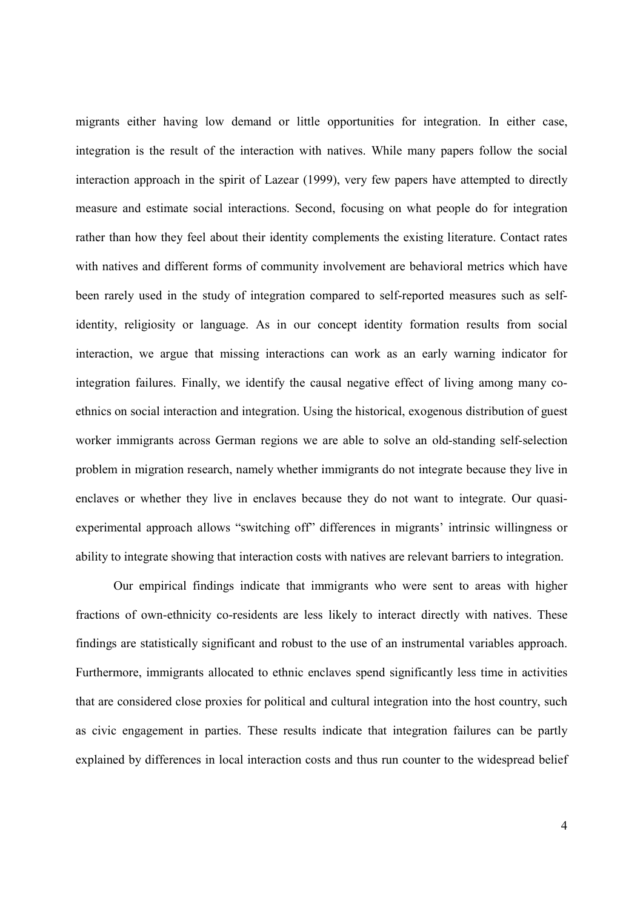migrants either having low demand or little opportunities for integration. In either case, integration is the result of the interaction with natives. While many papers follow the social interaction approach in the spirit of Lazear (1999), very few papers have attempted to directly measure and estimate social interactions. Second, focusing on what people do for integration rather than how they feel about their identity complements the existing literature. Contact rates with natives and different forms of community involvement are behavioral metrics which have been rarely used in the study of integration compared to self-reported measures such as self-identity, religiosity or language. As in our concept identity formation results from social interaction, we argue that missing interactions can work as an early warning indicator for integration failures. Finally, we identify the causal negative effect of living among many co-ethnics on social interaction and integration. Using the historical, exogenous distribution of guest worker immigrants across German regions we are able to solve an old-standing self-selection problem in migration research, namely whether immigrants do not integrate because they live in enclaves or whether they live in enclaves because they do not want to integrate. Our quasi-experimental approach allows "switching off" differences in migrants' intrinsic willingness or ability to integrate showing that interaction costs with natives are relevant barriers to integration.

Our empirical findings indicate that immigrants who were sent to areas with higher fractions of own-ethnicity co-residents are less likely to interact directly with natives. These findings are statistically significant and robust to the use of an instrumental variables approach. Furthermore, immigrants allocated to ethnic enclaves spend significantly less time in activities that are considered close proxies for political and cultural integration into the host country, such as civic engagement in parties. These results indicate that integration failures can be partly explained by differences in local interaction costs and thus run counter to the widespread belief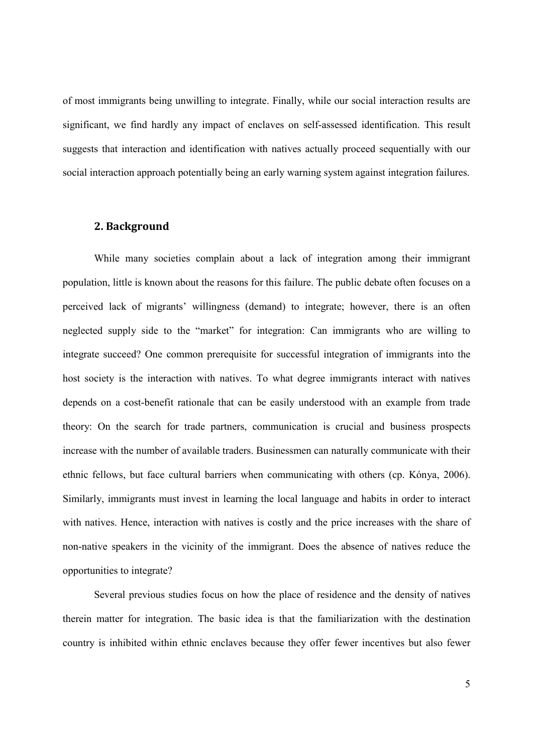of most immigrants being unwilling to integrate. Finally, while our social interaction results are significant, we find hardly any impact of enclaves on self-assessed identification. This result suggests that interaction and identification with natives actually proceed sequentially with our social interaction approach potentially being an early warning system against integration failures.

## 2. Background

While many societies complain about a lack of integration among their immigrant population, little is known about the reasons for this failure. The public debate often focuses on a perceived lack of migrants' willingness (demand) to integrate; however, there is an often neglected supply side to the "market" for integration: Can immigrants who are willing to integrate succeed? One common prerequisite for successful integration of immigrants into the host society is the interaction with natives. To what degree immigrants interact with natives depends on a cost-benefit rationale that can be easily understood with an example from trade theory: On the search for trade partners, communication is crucial and business prospects increase with the number of available traders. Businessmen can naturally communicate with their ethnic fellows, but face cultural barriers when communicating with others (cp. Kónya, 2006). Similarly, immigrants must invest in learning the local language and habits in order to interact with natives. Hence, interaction with natives is costly and the price increases with the share of non-native speakers in the vicinity of the immigrant. Does the absence of natives reduce the opportunities to integrate?

Several previous studies focus on how the place of residence and the density of natives therein matter for integration. The basic idea is that the familiarization with the destination country is inhibited within ethnic enclaves because they offer fewer incentives but also fewer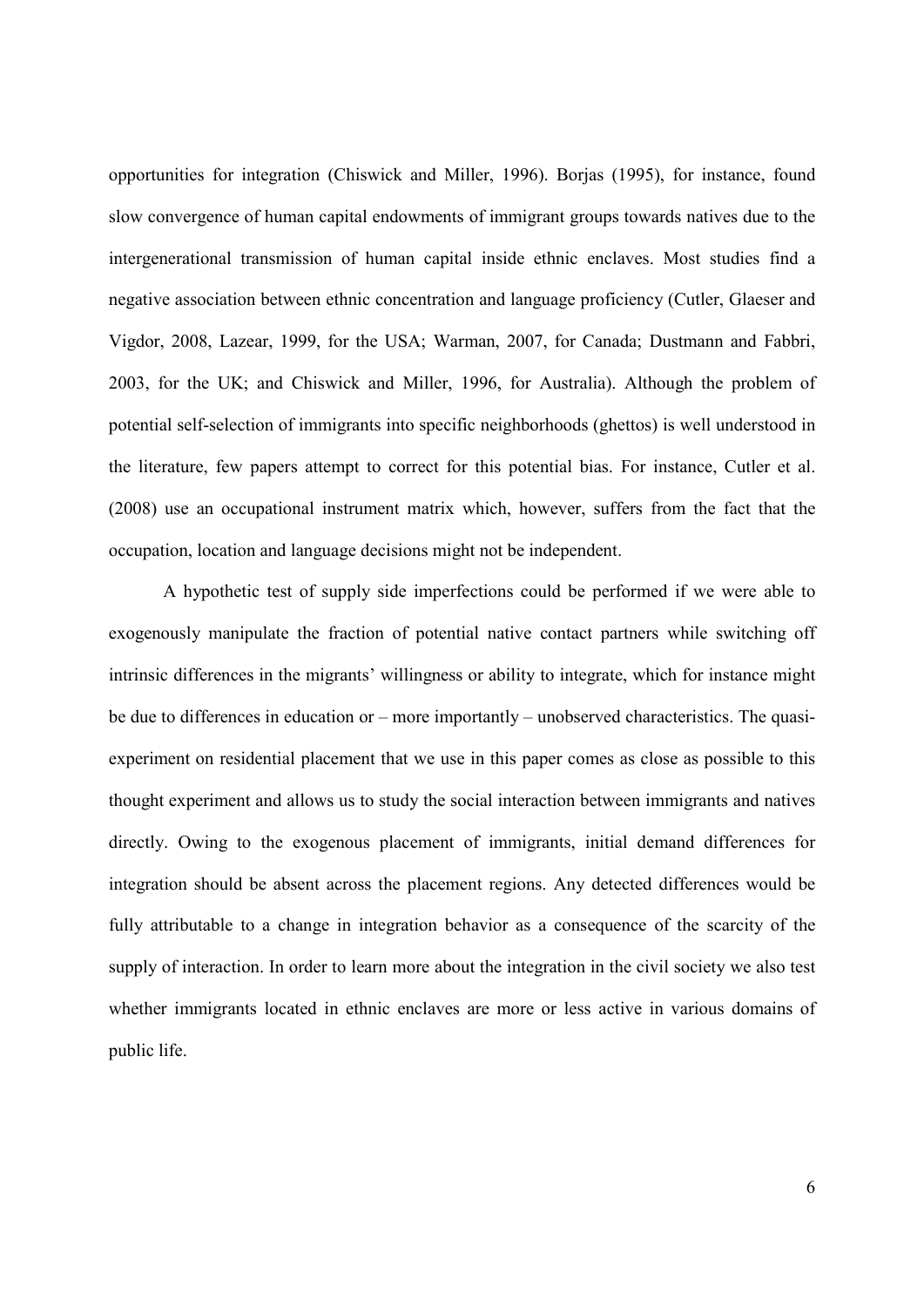opportunities for integration (Chiswick and Miller, 1996). Borjas (1995), for instance, found slow convergence of human capital endowments of immigrant groups towards natives due to the intergenerational transmission of human capital inside ethnic enclaves. Most studies find a negative association between ethnic concentration and language proficiency (Cutler, Glaeser and Vigdor, 2008, Lazear, 1999, for the USA; Warman, 2007, for Canada; Dustmann and Fabbri, 2003, for the UK; and Chiswick and Miller, 1996, for Australia). Although the problem of potential self-selection of immigrants into specific neighborhoods (ghettos) is well understood in the literature, few papers attempt to correct for this potential bias. For instance, Cutler et al. (2008) use an occupational instrument matrix which, however, suffers from the fact that the occupation, location and language decisions might not be independent.

A hypothetic test of supply side imperfections could be performed if we were able to exogenously manipulate the fraction of potential native contact partners while switching off intrinsic differences in the migrants' willingness or ability to integrate, which for instance might be due to differences in education or – more importantly – unobserved characteristics. The quasi-experiment on residential placement that we use in this paper comes as close as possible to this thought experiment and allows us to study the social interaction between immigrants and natives directly. Owing to the exogenous placement of immigrants, initial demand differences for integration should be absent across the placement regions. Any detected differences would be fully attributable to a change in integration behavior as a consequence of the scarcity of the supply of interaction. In order to learn more about the integration in the civil society we also test whether immigrants located in ethnic enclaves are more or less active in various domains of public life.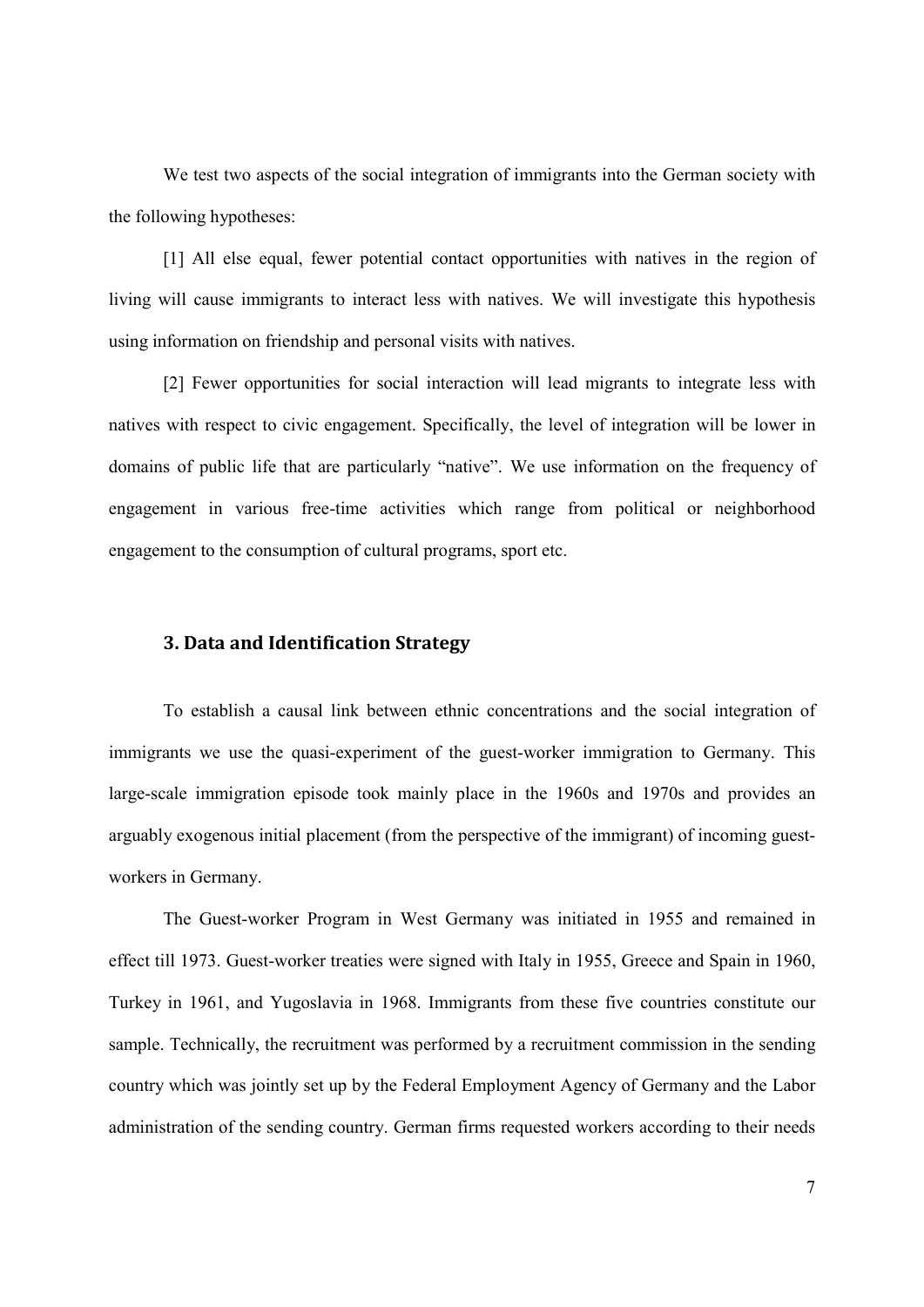We test two aspects of the social integration of immigrants into the German society with the following hypotheses:

[1] All else equal, fewer potential contact opportunities with natives in the region of living will cause immigrants to interact less with natives. We will investigate this hypothesis using information on friendship and personal visits with natives.

[2] Fewer opportunities for social interaction will lead migrants to integrate less with natives with respect to civic engagement. Specifically, the level of integration will be lower in domains of public life that are particularly "native". We use information on the frequency of engagement in various free-time activities which range from political or neighborhood engagement to the consumption of cultural programs, sport etc.

## 3. Data and Identification Strategy

To establish a causal link between ethnic concentrations and the social integration of immigrants we use the quasi-experiment of the guest-worker immigration to Germany. This large-scale immigration episode took mainly place in the 1960s and 1970s and provides an arguably exogenous initial placement (from the perspective of the immigrant) of incoming guest-workers in Germany.

The Guest-worker Program in West Germany was initiated in 1955 and remained in effect till 1973. Guest-worker treaties were signed with Italy in 1955, Greece and Spain in 1960, Turkey in 1961, and Yugoslavia in 1968. Immigrants from these five countries constitute our sample. Technically, the recruitment was performed by a recruitment commission in the sending country which was jointly set up by the Federal Employment Agency of Germany and the Labor administration of the sending country. German firms requested workers according to their needs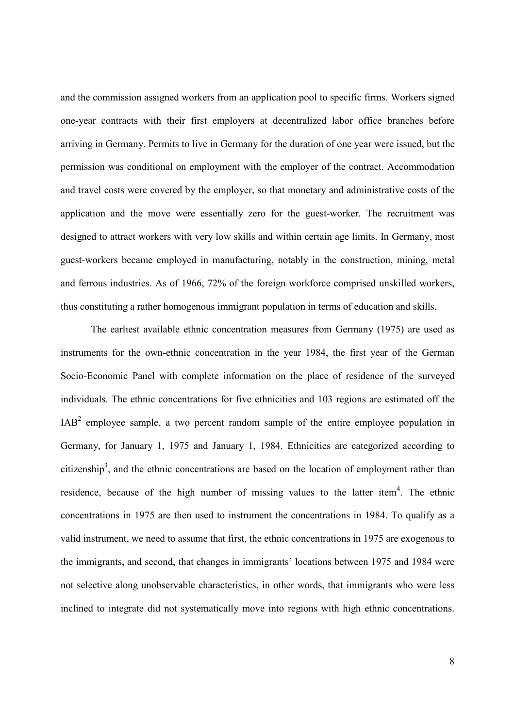and the commission assigned workers from an application pool to specific firms. Workers signed one-year contracts with their first employers at decentralized labor office branches before arriving in Germany. Permits to live in Germany for the duration of one year were issued, but the permission was conditional on employment with the employer of the contract. Accommodation and travel costs were covered by the employer, so that monetary and administrative costs of the application and the move were essentially zero for the guest-worker. The recruitment was designed to attract workers with very low skills and within certain age limits. In Germany, most guest-workers became employed in manufacturing, notably in the construction, mining, metal and ferrous industries. As of 1966, 72% of the foreign workforce comprised unskilled workers, thus constituting a rather homogenous immigrant population in terms of education and skills.

The earliest available ethnic concentration measures from Germany (1975) are used as instruments for the own-ethnic concentration in the year 1984, the first year of the German Socio-Economic Panel with complete information on the place of residence of the surveyed individuals. The ethnic concentrations for five ethnicities and 103 regions are estimated off the IAB[2] employee sample, a two percent random sample of the entire employee population in Germany, for January 1, 1975 and January 1, 1984. Ethnicities are categorized according to citizenship[3], and the ethnic concentrations are based on the location of employment rather than residence, because of the high number of missing values to the latter item[4]. The ethnic concentrations in 1975 are then used to instrument the concentrations in 1984. To qualify as a valid instrument, we need to assume that first, the ethnic concentrations in 1975 are exogenous to the immigrants, and second, that changes in immigrants' locations between 1975 and 1984 were not selective along unobservable characteristics, in other words, that immigrants who were less inclined to integrate did not systematically move into regions with high ethnic concentrations.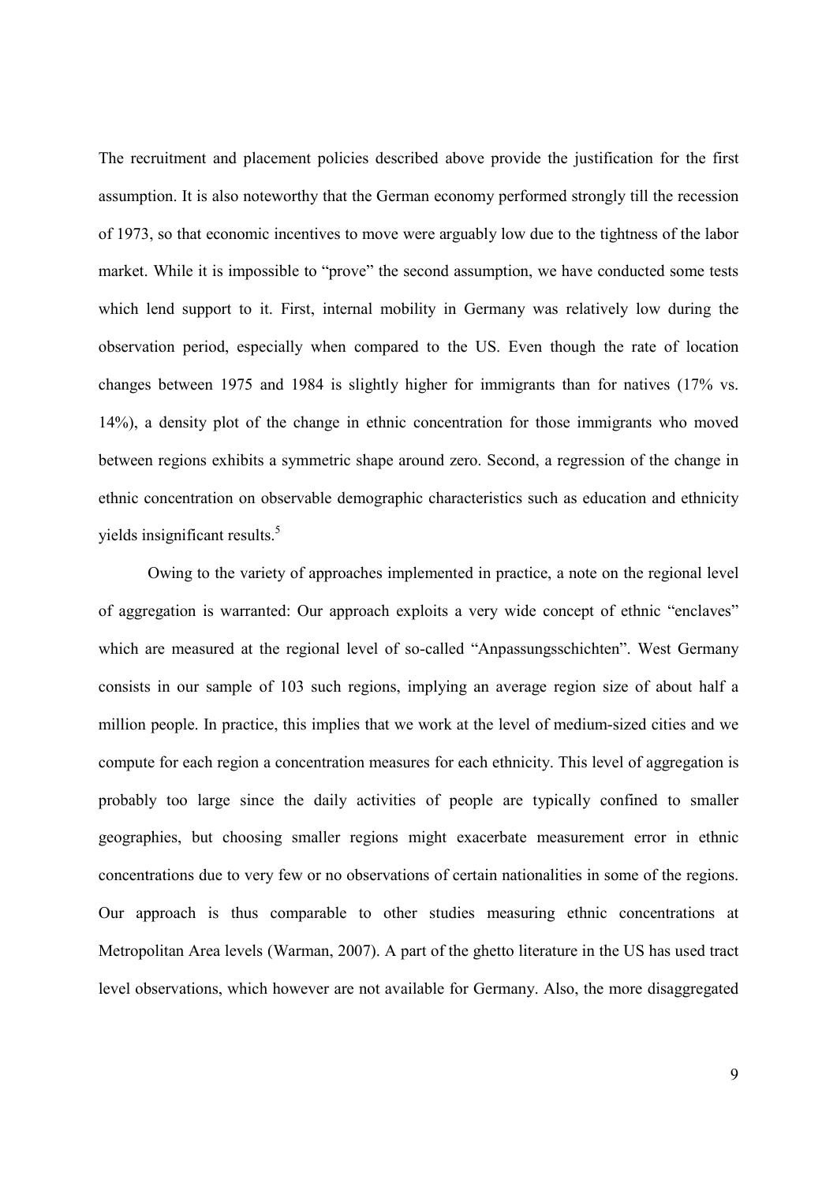The recruitment and placement policies described above provide the justification for the first assumption. It is also noteworthy that the German economy performed strongly till the recession of 1973, so that economic incentives to move were arguably low due to the tightness of the labor market. While it is impossible to "prove" the second assumption, we have conducted some tests which lend support to it. First, internal mobility in Germany was relatively low during the observation period, especially when compared to the US. Even though the rate of location changes between 1975 and 1984 is slightly higher for immigrants than for natives (17% vs. 14%), a density plot of the change in ethnic concentration for those immigrants who moved between regions exhibits a symmetric shape around zero. Second, a regression of the change in ethnic concentration on observable demographic characteristics such as education and ethnicity yields insignificant results.[5]

Owing to the variety of approaches implemented in practice, a note on the regional level of aggregation is warranted: Our approach exploits a very wide concept of ethnic "enclaves" which are measured at the regional level of so-called "Anpassungsschichten". West Germany consists in our sample of 103 such regions, implying an average region size of about half a million people. In practice, this implies that we work at the level of medium-sized cities and we compute for each region a concentration measures for each ethnicity. This level of aggregation is probably too large since the daily activities of people are typically confined to smaller geographies, but choosing smaller regions might exacerbate measurement error in ethnic concentrations due to very few or no observations of certain nationalities in some of the regions. Our approach is thus comparable to other studies measuring ethnic concentrations at Metropolitan Area levels (Warman, 2007). A part of the ghetto literature in the US has used tract level observations, which however are not available for Germany. Also, the more disaggregated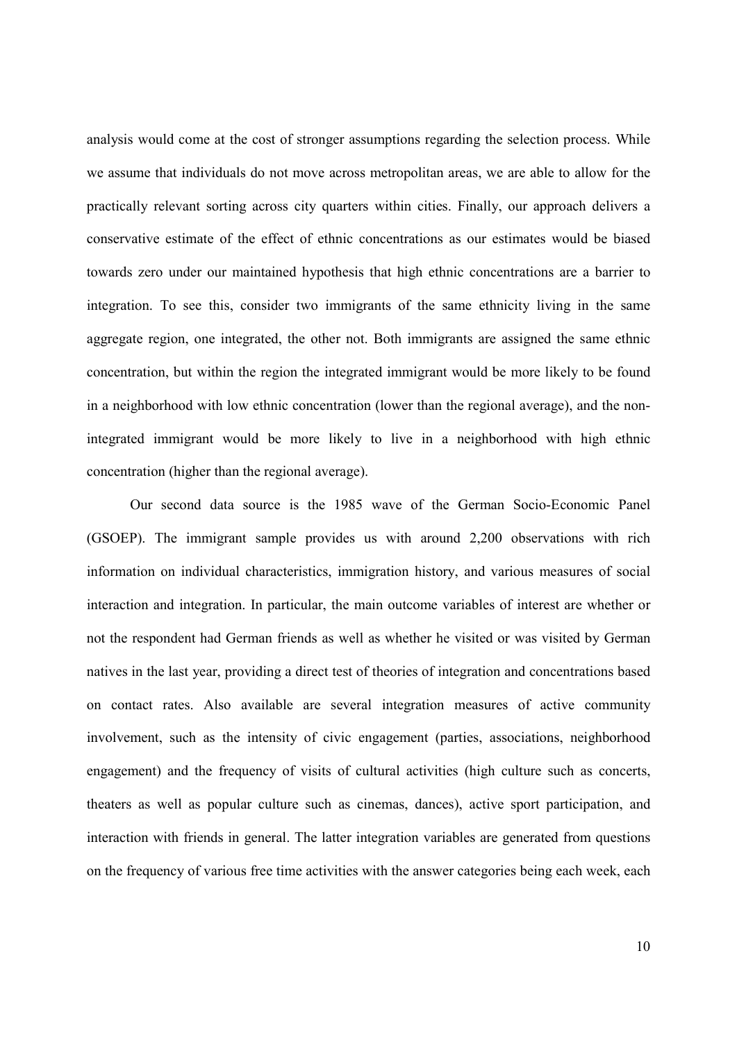analysis would come at the cost of stronger assumptions regarding the selection process. While we assume that individuals do not move across metropolitan areas, we are able to allow for the practically relevant sorting across city quarters within cities. Finally, our approach delivers a conservative estimate of the effect of ethnic concentrations as our estimates would be biased towards zero under our maintained hypothesis that high ethnic concentrations are a barrier to integration. To see this, consider two immigrants of the same ethnicity living in the same aggregate region, one integrated, the other not. Both immigrants are assigned the same ethnic concentration, but within the region the integrated immigrant would be more likely to be found in a neighborhood with low ethnic concentration (lower than the regional average), and the non-integrated immigrant would be more likely to live in a neighborhood with high ethnic concentration (higher than the regional average).

Our second data source is the 1985 wave of the German Socio-Economic Panel (GSOEP). The immigrant sample provides us with around 2,200 observations with rich information on individual characteristics, immigration history, and various measures of social interaction and integration. In particular, the main outcome variables of interest are whether or not the respondent had German friends as well as whether he visited or was visited by German natives in the last year, providing a direct test of theories of integration and concentrations based on contact rates. Also available are several integration measures of active community involvement, such as the intensity of civic engagement (parties, associations, neighborhood engagement) and the frequency of visits of cultural activities (high culture such as concerts, theaters as well as popular culture such as cinemas, dances), active sport participation, and interaction with friends in general. The latter integration variables are generated from questions on the frequency of various free time activities with the answer categories being each week, each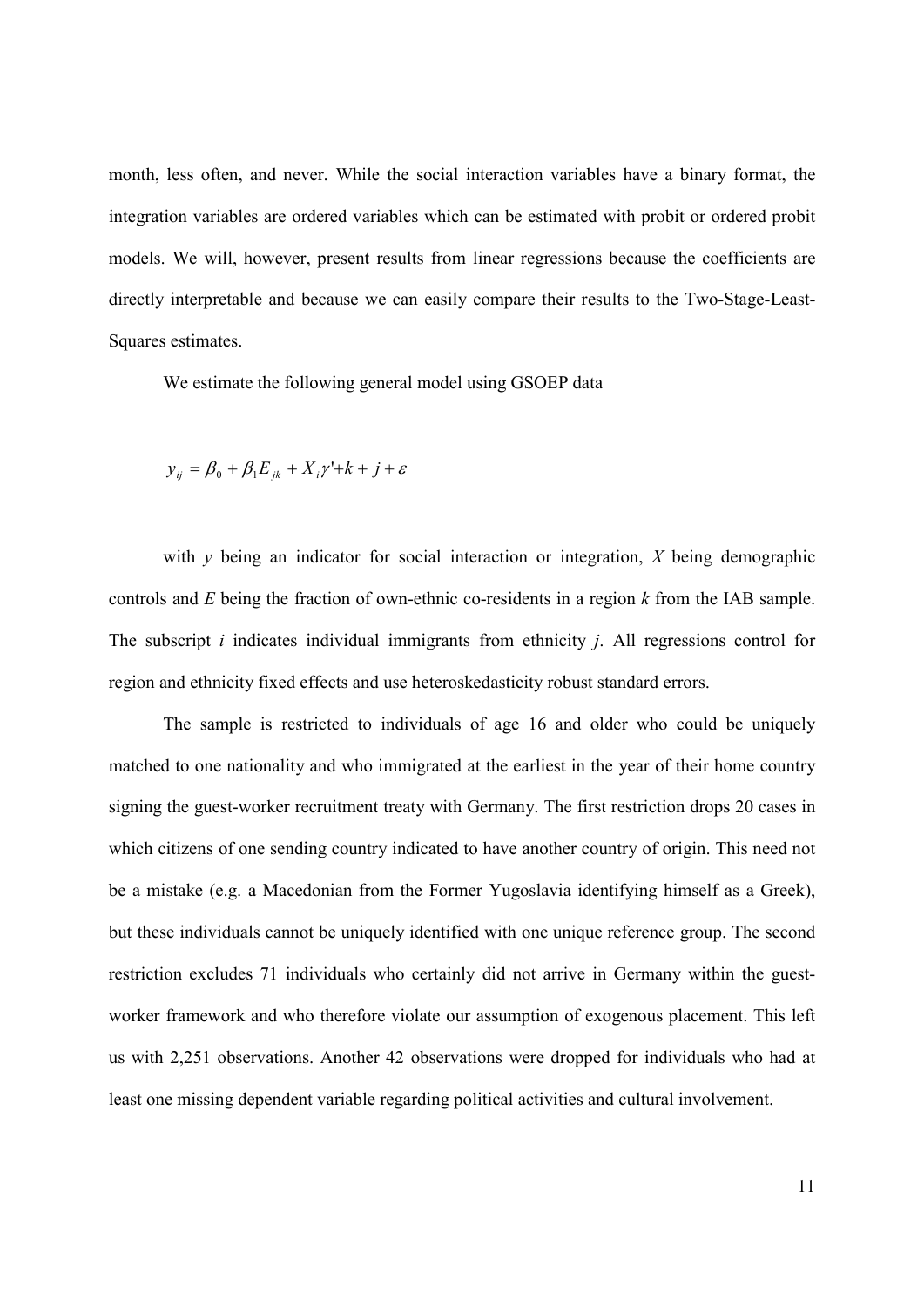month, less often, and never. While the social interaction variables have a binary format, the integration variables are ordered variables which can be estimated with probit or ordered probit models. We will, however, present results from linear regressions because the coefficients are directly interpretable and because we can easily compare their results to the Two-Stage-Least-Squares estimates.

We estimate the following general model using GSOEP data

$$y_{ij} = \beta_0 + \beta_1 E_{jk} + X_i \gamma' + k + j + \varepsilon$$

with $y$ being an indicator for social interaction or integration, $X$ being demographic controls and $E$ being the fraction of own-ethnic co-residents in a region $k$ from the IAB sample. The subscript $i$ indicates individual immigrants from ethnicity $j$. All regressions control for region and ethnicity fixed effects and use heteroskedasticity robust standard errors.

The sample is restricted to individuals of age 16 and older who could be uniquely matched to one nationality and who immigrated at the earliest in the year of their home country signing the guest-worker recruitment treaty with Germany. The first restriction drops 20 cases in which citizens of one sending country indicated to have another country of origin. This need not be a mistake (e.g. a Macedonian from the Former Yugoslavia identifying himself as a Greek), but these individuals cannot be uniquely identified with one unique reference group. The second restriction excludes 71 individuals who certainly did not arrive in Germany within the guest-worker framework and who therefore violate our assumption of exogenous placement. This left us with 2,251 observations. Another 42 observations were dropped for individuals who had at least one missing dependent variable regarding political activities and cultural involvement.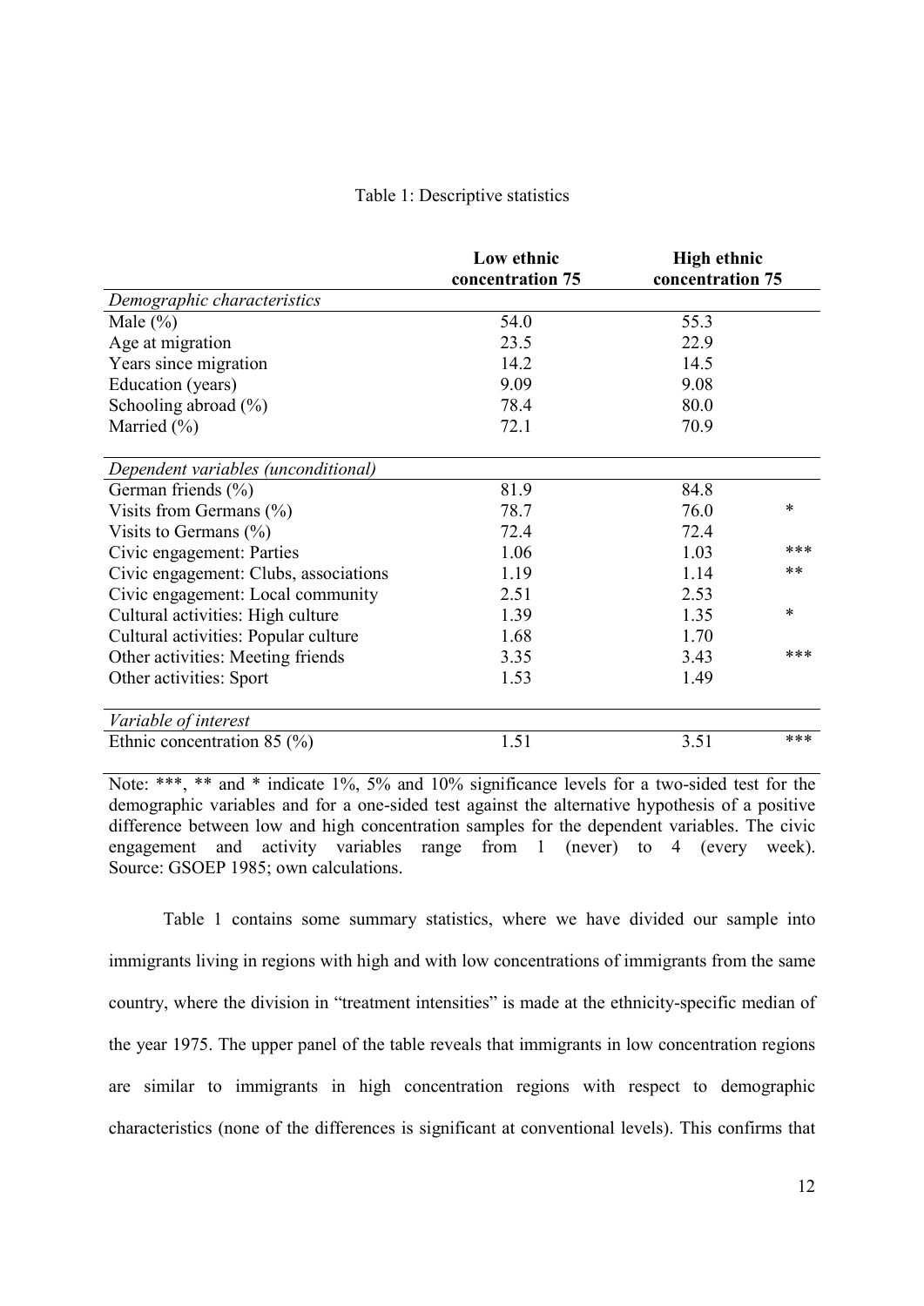Table 1: Descriptive statistics

| | Low ethnic concentration 75 | High ethnic concentration 75 | |
|---|---|---|---|
| *Demographic characteristics* | | | |
| Male (%) | 54.0 | 55.3 | |
| Age at migration | 23.5 | 22.9 | |
| Years since migration | 14.2 | 14.5 | |
| Education (years) | 9.09 | 9.08 | |
| Schooling abroad (%) | 78.4 | 80.0 | |
| Married (%) | 72.1 | 70.9 | |
| *Dependent variables (unconditional)* | | | |
| German friends (%) | 81.9 | 84.8 | |
| Visits from Germans (%) | 78.7 | 76.0 | * |
| Visits to Germans (%) | 72.4 | 72.4 | |
| Civic engagement: Parties | 1.06 | 1.03 | *** |
| Civic engagement: Clubs, associations | 1.19 | 1.14 | ** |
| Civic engagement: Local community | 2.51 | 2.53 | |
| Cultural activities: High culture | 1.39 | 1.35 | * |
| Cultural activities: Popular culture | 1.68 | 1.70 | |
| Other activities: Meeting friends | 3.35 | 3.43 | *** |
| Other activities: Sport | 1.53 | 1.49 | |
| *Variable of interest* | | | |
| Ethnic concentration 85 (%) | 1.51 | 3.51 | *** |

Note: ***, ** and * indicate 1%, 5% and 10% significance levels for a two-sided test for the demographic variables and for a one-sided test against the alternative hypothesis of a positive difference between low and high concentration samples for the dependent variables. The civic engagement and activity variables range from 1 (never) to 4 (every week). Source: GSOEP 1985; own calculations.

Table 1 contains some summary statistics, where we have divided our sample into immigrants living in regions with high and with low concentrations of immigrants from the same country, where the division in "treatment intensities" is made at the ethnicity-specific median of the year 1975. The upper panel of the table reveals that immigrants in low concentration regions are similar to immigrants in high concentration regions with respect to demographic characteristics (none of the differences is significant at conventional levels). This confirms that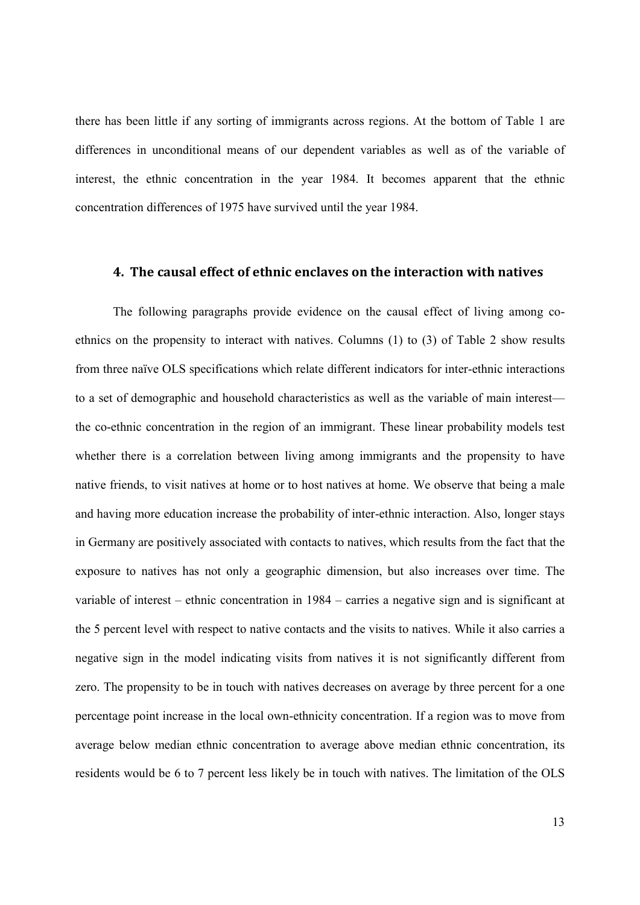there has been little if any sorting of immigrants across regions. At the bottom of Table 1 are differences in unconditional means of our dependent variables as well as of the variable of interest, the ethnic concentration in the year 1984. It becomes apparent that the ethnic concentration differences of 1975 have survived until the year 1984.

## 4. The causal effect of ethnic enclaves on the interaction with natives

The following paragraphs provide evidence on the causal effect of living among co-ethnics on the propensity to interact with natives. Columns (1) to (3) of Table 2 show results from three naïve OLS specifications which relate different indicators for inter-ethnic interactions to a set of demographic and household characteristics as well as the variable of main interest—the co-ethnic concentration in the region of an immigrant. These linear probability models test whether there is a correlation between living among immigrants and the propensity to have native friends, to visit natives at home or to host natives at home. We observe that being a male and having more education increase the probability of inter-ethnic interaction. Also, longer stays in Germany are positively associated with contacts to natives, which results from the fact that the exposure to natives has not only a geographic dimension, but also increases over time. The variable of interest – ethnic concentration in 1984 – carries a negative sign and is significant at the 5 percent level with respect to native contacts and the visits to natives. While it also carries a negative sign in the model indicating visits from natives it is not significantly different from zero. The propensity to be in touch with natives decreases on average by three percent for a one percentage point increase in the local own-ethnicity concentration. If a region was to move from average below median ethnic concentration to average above median ethnic concentration, its residents would be 6 to 7 percent less likely be in touch with natives. The limitation of the OLS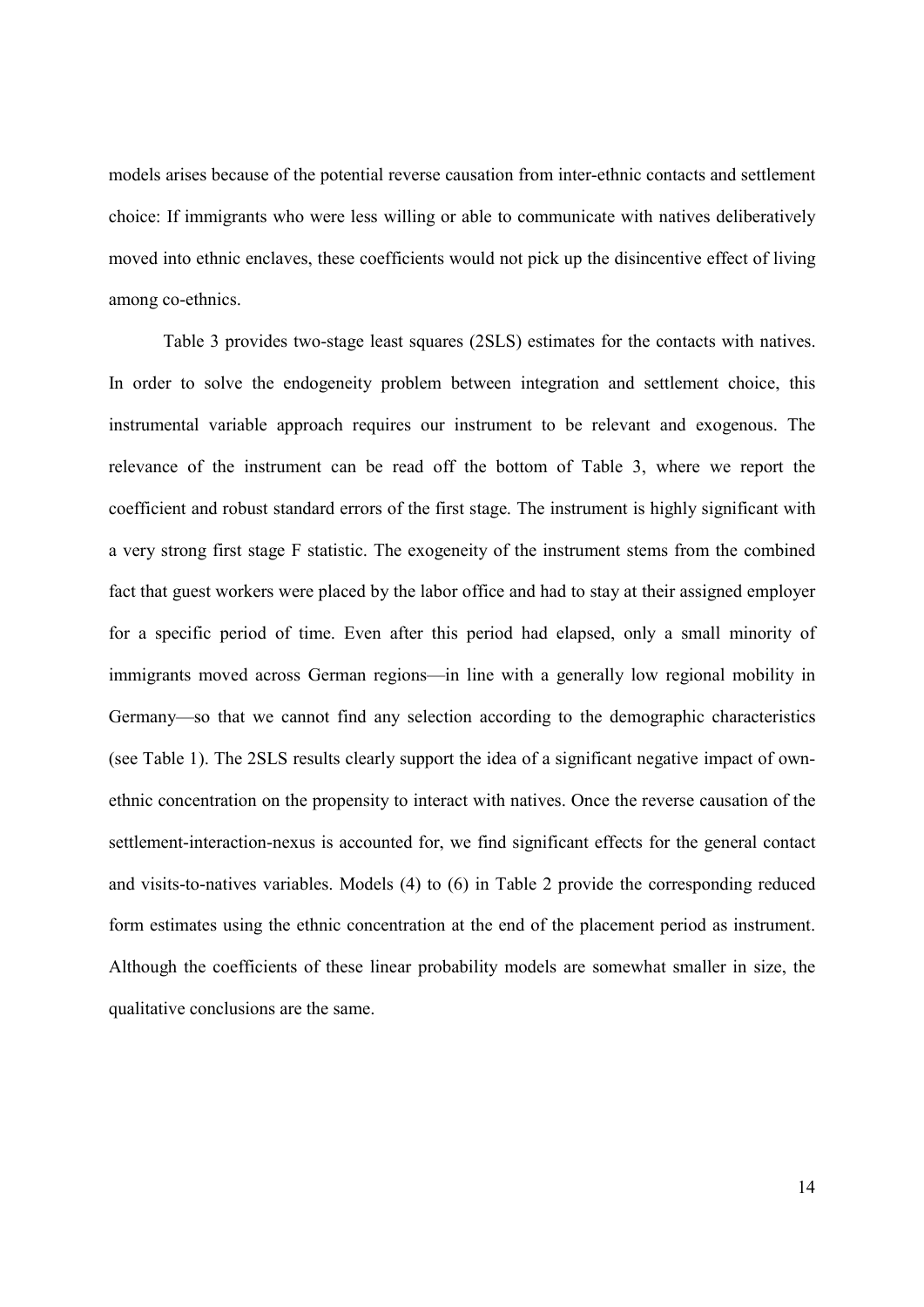models arises because of the potential reverse causation from inter-ethnic contacts and settlement choice: If immigrants who were less willing or able to communicate with natives deliberatively moved into ethnic enclaves, these coefficients would not pick up the disincentive effect of living among co-ethnics.

Table 3 provides two-stage least squares (2SLS) estimates for the contacts with natives. In order to solve the endogeneity problem between integration and settlement choice, this instrumental variable approach requires our instrument to be relevant and exogenous. The relevance of the instrument can be read off the bottom of Table 3, where we report the coefficient and robust standard errors of the first stage. The instrument is highly significant with a very strong first stage F statistic. The exogeneity of the instrument stems from the combined fact that guest workers were placed by the labor office and had to stay at their assigned employer for a specific period of time. Even after this period had elapsed, only a small minority of immigrants moved across German regions—in line with a generally low regional mobility in Germany—so that we cannot find any selection according to the demographic characteristics (see Table 1). The 2SLS results clearly support the idea of a significant negative impact of own-ethnic concentration on the propensity to interact with natives. Once the reverse causation of the settlement-interaction-nexus is accounted for, we find significant effects for the general contact and visits-to-natives variables. Models (4) to (6) in Table 2 provide the corresponding reduced form estimates using the ethnic concentration at the end of the placement period as instrument. Although the coefficients of these linear probability models are somewhat smaller in size, the qualitative conclusions are the same.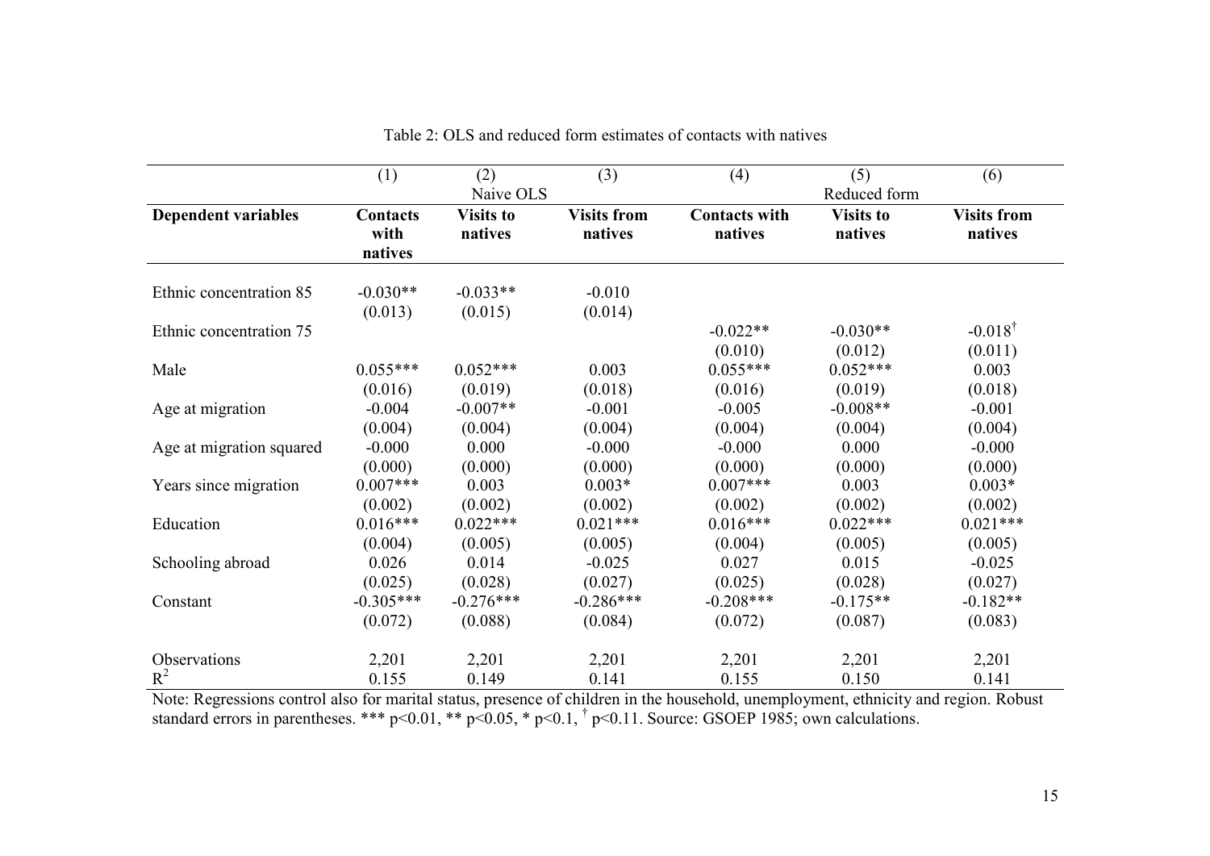Table 2: OLS and reduced form estimates of contacts with natives

| | (1) | (2) | (3) | (4) | (5) | (6) |
|---|---|---|---|---|---|---|
| | | Naive OLS | | | Reduced form | |
| **Dependent variables** | **Contacts with natives** | **Visits to natives** | **Visits from natives** | **Contacts with natives** | **Visits to natives** | **Visits from natives** |
| Ethnic concentration 85 | -0.030** | -0.033** | -0.010 | | | |
| | (0.013) | (0.015) | (0.014) | | | |
| Ethnic concentration 75 | | | | -0.022** | -0.030** | -0.018$^{\dagger}$ |
| | | | | (0.010) | (0.012) | (0.011) |
| Male | 0.055*** | 0.052*** | 0.003 | 0.055*** | 0.052*** | 0.003 |
| | (0.016) | (0.019) | (0.018) | (0.016) | (0.019) | (0.018) |
| Age at migration | -0.004 | -0.007** | -0.001 | -0.005 | -0.008** | -0.001 |
| | (0.004) | (0.004) | (0.004) | (0.004) | (0.004) | (0.004) |
| Age at migration squared | -0.000 | 0.000 | -0.000 | -0.000 | 0.000 | -0.000 |
| | (0.000) | (0.000) | (0.000) | (0.000) | (0.000) | (0.000) |
| Years since migration | 0.007*** | 0.003 | 0.003* | 0.007*** | 0.003 | 0.003* |
| | (0.002) | (0.002) | (0.002) | (0.002) | (0.002) | (0.002) |
| Education | 0.016*** | 0.022*** | 0.021*** | 0.016*** | 0.022*** | 0.021*** |
| | (0.004) | (0.005) | (0.005) | (0.004) | (0.005) | (0.005) |
| Schooling abroad | 0.026 | 0.014 | -0.025 | 0.027 | 0.015 | -0.025 |
| | (0.025) | (0.028) | (0.027) | (0.025) | (0.028) | (0.027) |
| Constant | -0.305*** | -0.276*** | -0.286*** | -0.208*** | -0.175** | -0.182** |
| | (0.072) | (0.088) | (0.084) | (0.072) | (0.087) | (0.083) |
| Observations | 2,201 | 2,201 | 2,201 | 2,201 | 2,201 | 2,201 |
| $R^2$ | 0.155 | 0.149 | 0.141 | 0.155 | 0.150 | 0.141 |

Note: Regressions control also for marital status, presence of children in the household, unemployment, ethnicity and region. Robust standard errors in parentheses. *** $p<0.01$, ** $p<0.05$, * $p<0.1$, $^{\dagger}$ $p<0.11$. Source: GSOEP 1985; own calculations.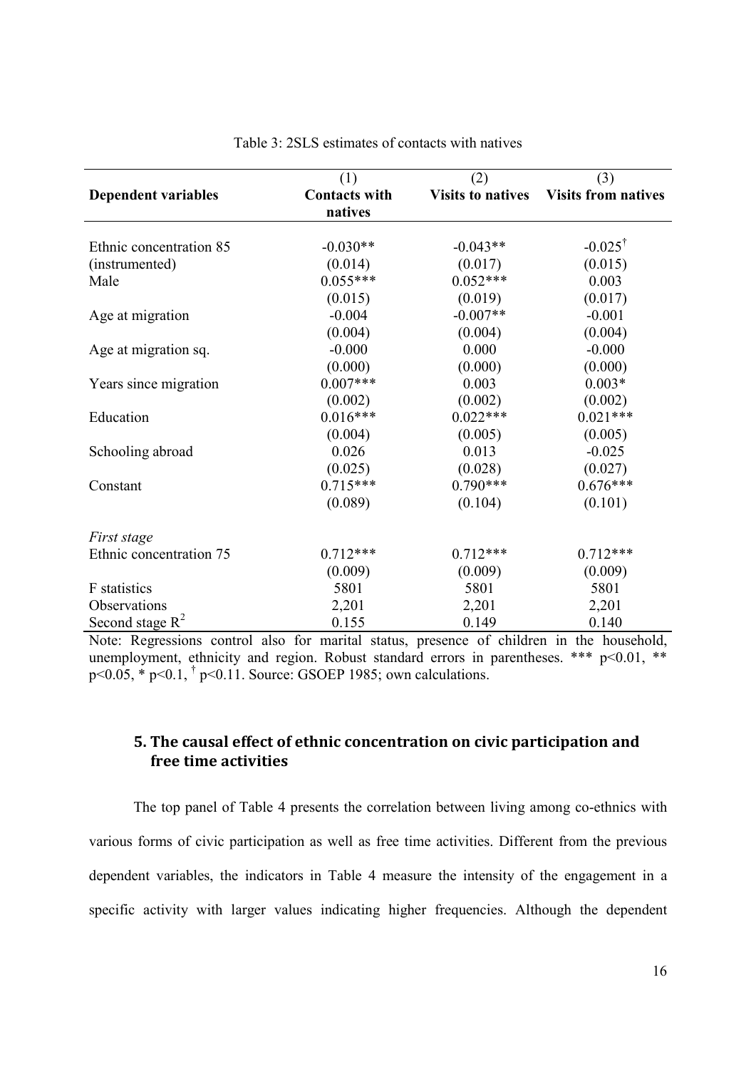Table 3: 2SLS estimates of contacts with natives

| Dependent variables | (1)<br>**Contacts with natives** | (2)<br>**Visits to natives** | (3)<br>**Visits from natives** |
|---|---|---|---|
| Ethnic concentration 85 | -0.030** | -0.043** | -0.025† |
| (instrumented) | (0.014) | (0.017) | (0.015) |
| Male | 0.055*** | 0.052*** | 0.003 |
| | (0.015) | (0.019) | (0.017) |
| Age at migration | -0.004 | -0.007** | -0.001 |
| | (0.004) | (0.004) | (0.004) |
| Age at migration sq. | -0.000 | 0.000 | -0.000 |
| | (0.000) | (0.000) | (0.000) |
| Years since migration | 0.007*** | 0.003 | 0.003* |
| | (0.002) | (0.002) | (0.002) |
| Education | 0.016*** | 0.022*** | 0.021*** |
| | (0.004) | (0.005) | (0.005) |
| Schooling abroad | 0.026 | 0.013 | -0.025 |
| | (0.025) | (0.028) | (0.027) |
| Constant | 0.715*** | 0.790*** | 0.676*** |
| | (0.089) | (0.104) | (0.101) |
| *First stage* | | | |
| Ethnic concentration 75 | 0.712*** | 0.712*** | 0.712*** |
| | (0.009) | (0.009) | (0.009) |
| F statistics | 5801 | 5801 | 5801 |
| Observations | 2,201 | 2,201 | 2,201 |
| Second stage $R^2$ | 0.155 | 0.149 | 0.140 |

Note: Regressions control also for marital status, presence of children in the household, unemployment, ethnicity and region. Robust standard errors in parentheses. *** p<0.01, ** p<0.05, * p<0.1, † p<0.11. Source: GSOEP 1985; own calculations.

## 5. The causal effect of ethnic concentration on civic participation and free time activities

The top panel of Table 4 presents the correlation between living among co-ethnics with various forms of civic participation as well as free time activities. Different from the previous dependent variables, the indicators in Table 4 measure the intensity of the engagement in a specific activity with larger values indicating higher frequencies. Although the dependent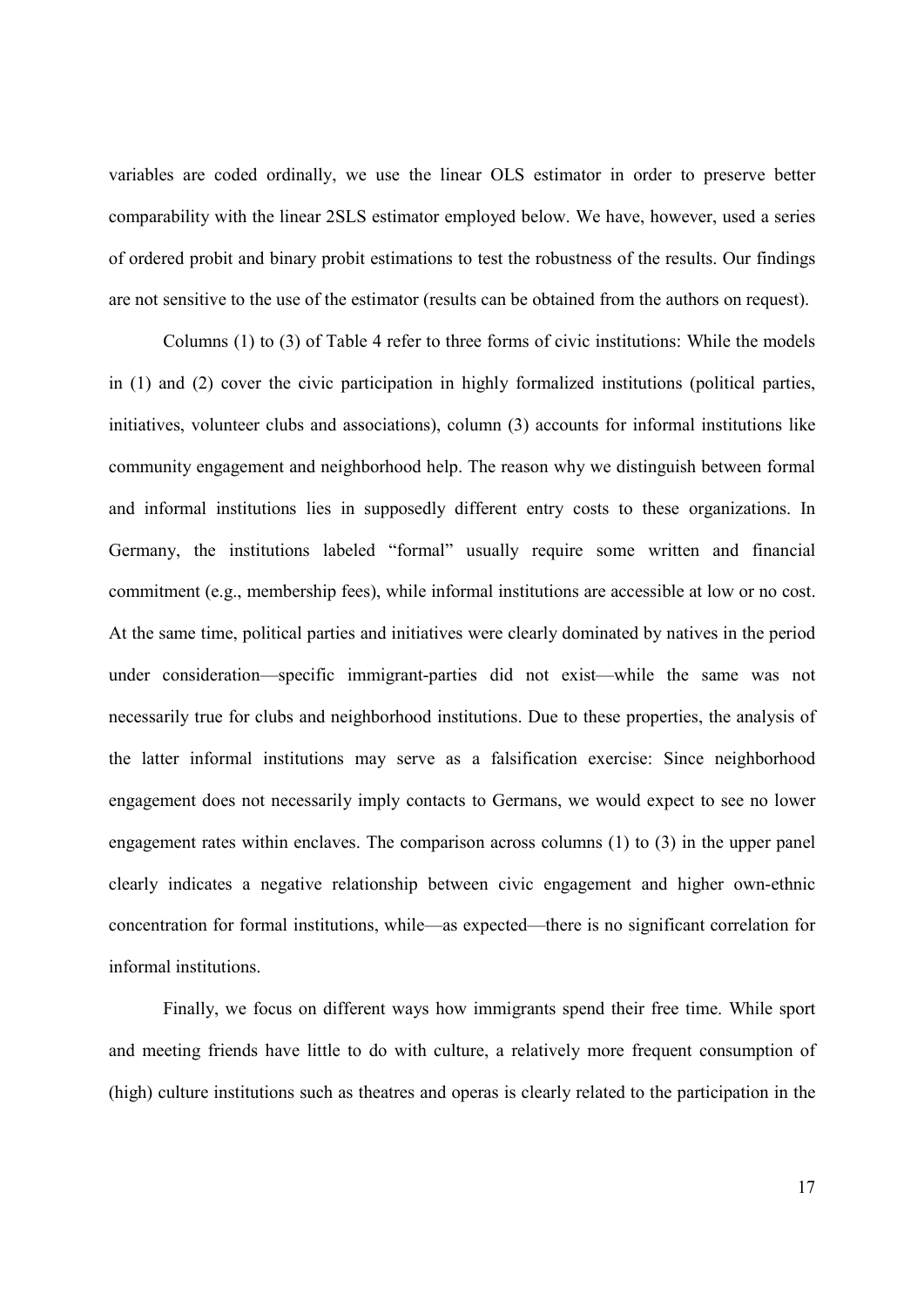variables are coded ordinally, we use the linear OLS estimator in order to preserve better comparability with the linear 2SLS estimator employed below. We have, however, used a series of ordered probit and binary probit estimations to test the robustness of the results. Our findings are not sensitive to the use of the estimator (results can be obtained from the authors on request).

Columns (1) to (3) of Table 4 refer to three forms of civic institutions: While the models in (1) and (2) cover the civic participation in highly formalized institutions (political parties, initiatives, volunteer clubs and associations), column (3) accounts for informal institutions like community engagement and neighborhood help. The reason why we distinguish between formal and informal institutions lies in supposedly different entry costs to these organizations. In Germany, the institutions labeled "formal" usually require some written and financial commitment (e.g., membership fees), while informal institutions are accessible at low or no cost. At the same time, political parties and initiatives were clearly dominated by natives in the period under consideration—specific immigrant-parties did not exist—while the same was not necessarily true for clubs and neighborhood institutions. Due to these properties, the analysis of the latter informal institutions may serve as a falsification exercise: Since neighborhood engagement does not necessarily imply contacts to Germans, we would expect to see no lower engagement rates within enclaves. The comparison across columns (1) to (3) in the upper panel clearly indicates a negative relationship between civic engagement and higher own-ethnic concentration for formal institutions, while—as expected—there is no significant correlation for informal institutions.

Finally, we focus on different ways how immigrants spend their free time. While sport and meeting friends have little to do with culture, a relatively more frequent consumption of (high) culture institutions such as theatres and operas is clearly related to the participation in the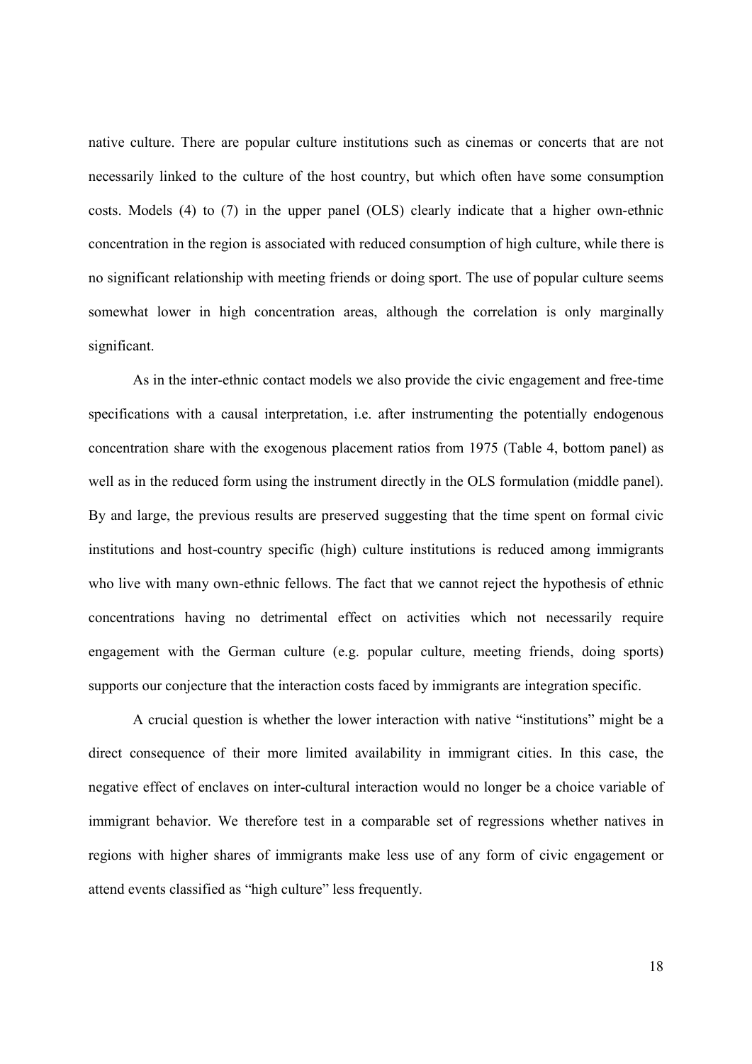native culture. There are popular culture institutions such as cinemas or concerts that are not necessarily linked to the culture of the host country, but which often have some consumption costs. Models (4) to (7) in the upper panel (OLS) clearly indicate that a higher own-ethnic concentration in the region is associated with reduced consumption of high culture, while there is no significant relationship with meeting friends or doing sport. The use of popular culture seems somewhat lower in high concentration areas, although the correlation is only marginally significant.

As in the inter-ethnic contact models we also provide the civic engagement and free-time specifications with a causal interpretation, i.e. after instrumenting the potentially endogenous concentration share with the exogenous placement ratios from 1975 (Table 4, bottom panel) as well as in the reduced form using the instrument directly in the OLS formulation (middle panel). By and large, the previous results are preserved suggesting that the time spent on formal civic institutions and host-country specific (high) culture institutions is reduced among immigrants who live with many own-ethnic fellows. The fact that we cannot reject the hypothesis of ethnic concentrations having no detrimental effect on activities which not necessarily require engagement with the German culture (e.g. popular culture, meeting friends, doing sports) supports our conjecture that the interaction costs faced by immigrants are integration specific.

A crucial question is whether the lower interaction with native "institutions" might be a direct consequence of their more limited availability in immigrant cities. In this case, the negative effect of enclaves on inter-cultural interaction would no longer be a choice variable of immigrant behavior. We therefore test in a comparable set of regressions whether natives in regions with higher shares of immigrants make less use of any form of civic engagement or attend events classified as "high culture" less frequently.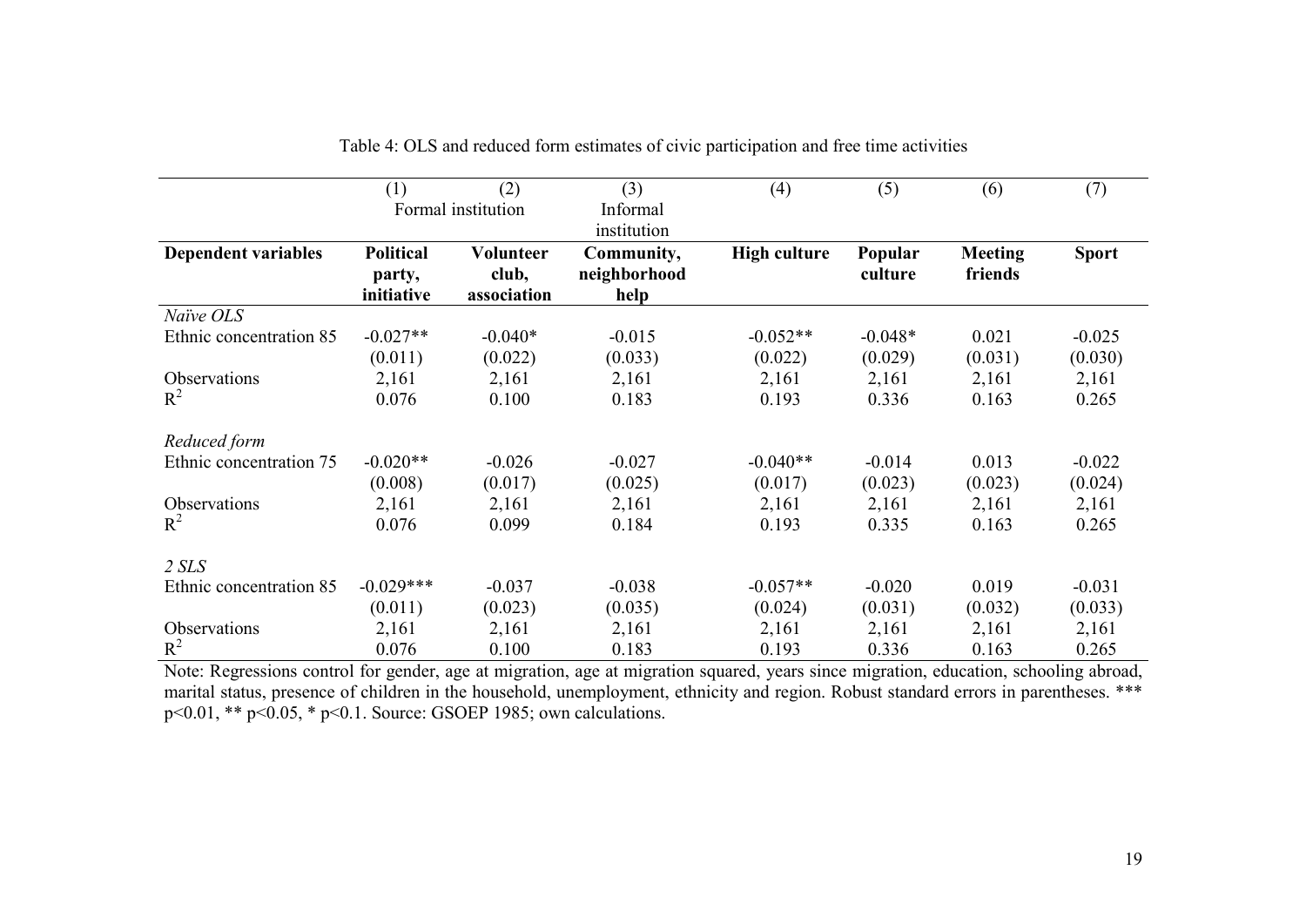Table 4: OLS and reduced form estimates of civic participation and free time activities

| | (1) | (2) | (3) | (4) | (5) | (6) | (7) |
|---|---|---|---|---|---|---|---|
| | Formal institution | | Informal institution | | | | |
| **Dependent variables** | **Political party, initiative** | **Volunteer club, association** | **Community, neighborhood help** | **High culture** | **Popular culture** | **Meeting friends** | **Sport** |
| *Naïve OLS* | | | | | | | |
| Ethnic concentration 85 | -0.027** | -0.040* | -0.015 | -0.052** | -0.048* | 0.021 | -0.025 |
| | (0.011) | (0.022) | (0.033) | (0.022) | (0.029) | (0.031) | (0.030) |
| Observations | 2,161 | 2,161 | 2,161 | 2,161 | 2,161 | 2,161 | 2,161 |
| $R^2$ | 0.076 | 0.100 | 0.183 | 0.193 | 0.336 | 0.163 | 0.265 |
| *Reduced form* | | | | | | | |
| Ethnic concentration 75 | -0.020** | -0.026 | -0.027 | -0.040** | -0.014 | 0.013 | -0.022 |
| | (0.008) | (0.017) | (0.025) | (0.017) | (0.023) | (0.023) | (0.024) |
| Observations | 2,161 | 2,161 | 2,161 | 2,161 | 2,161 | 2,161 | 2,161 |
| $R^2$ | 0.076 | 0.099 | 0.184 | 0.193 | 0.335 | 0.163 | 0.265 |
| *2 SLS* | | | | | | | |
| Ethnic concentration 85 | -0.029*** | -0.037 | -0.038 | -0.057** | -0.020 | 0.019 | -0.031 |
| | (0.011) | (0.023) | (0.035) | (0.024) | (0.031) | (0.032) | (0.033) |
| Observations | 2,161 | 2,161 | 2,161 | 2,161 | 2,161 | 2,161 | 2,161 |
| $R^2$ | 0.076 | 0.100 | 0.183 | 0.193 | 0.336 | 0.163 | 0.265 |

Note: Regressions control for gender, age at migration, age at migration squared, years since migration, education, schooling abroad, marital status, presence of children in the household, unemployment, ethnicity and region. Robust standard errors in parentheses. *** p<0.01, ** p<0.05, * p<0.1. Source: GSOEP 1985; own calculations.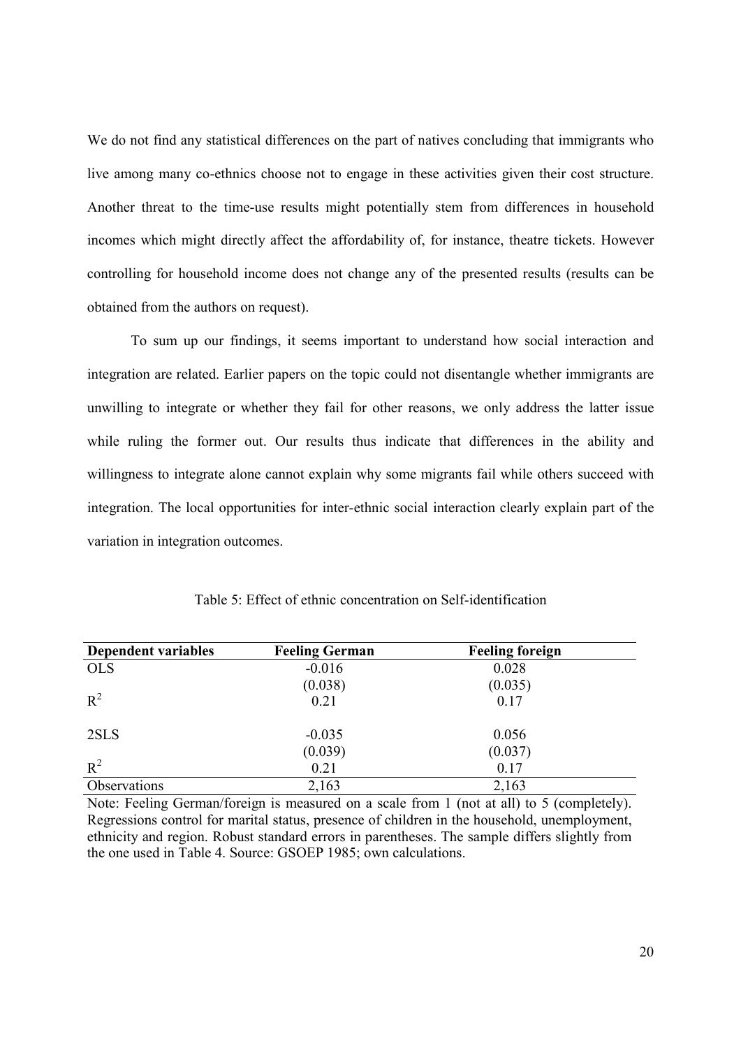We do not find any statistical differences on the part of natives concluding that immigrants who live among many co-ethnics choose not to engage in these activities given their cost structure. Another threat to the time-use results might potentially stem from differences in household incomes which might directly affect the affordability of, for instance, theatre tickets. However controlling for household income does not change any of the presented results (results can be obtained from the authors on request).

To sum up our findings, it seems important to understand how social interaction and integration are related. Earlier papers on the topic could not disentangle whether immigrants are unwilling to integrate or whether they fail for other reasons, we only address the latter issue while ruling the former out. Our results thus indicate that differences in the ability and willingness to integrate alone cannot explain why some migrants fail while others succeed with integration. The local opportunities for inter-ethnic social interaction clearly explain part of the variation in integration outcomes.

Table 5: Effect of ethnic concentration on Self-identification

| **Dependent variables** | **Feeling German** | **Feeling foreign** |
|---|---|---|
| OLS | -0.016 | 0.028 |
| | (0.038) | (0.035) |
| $R^2$ | 0.21 | 0.17 |
| 2SLS | -0.035 | 0.056 |
| | (0.039) | (0.037) |
| $R^2$ | 0.21 | 0.17 |
| Observations | 2,163 | 2,163 |

Note: Feeling German/foreign is measured on a scale from 1 (not at all) to 5 (completely). Regressions control for marital status, presence of children in the household, unemployment, ethnicity and region. Robust standard errors in parentheses. The sample differs slightly from the one used in Table 4. Source: GSOEP 1985; own calculations.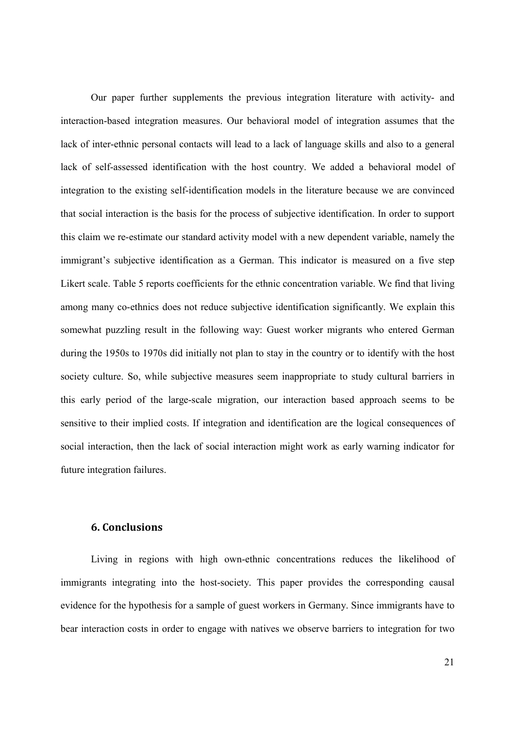Our paper further supplements the previous integration literature with activity- and interaction-based integration measures. Our behavioral model of integration assumes that the lack of inter-ethnic personal contacts will lead to a lack of language skills and also to a general lack of self-assessed identification with the host country. We added a behavioral model of integration to the existing self-identification models in the literature because we are convinced that social interaction is the basis for the process of subjective identification. In order to support this claim we re-estimate our standard activity model with a new dependent variable, namely the immigrant's subjective identification as a German. This indicator is measured on a five step Likert scale. Table 5 reports coefficients for the ethnic concentration variable. We find that living among many co-ethnics does not reduce subjective identification significantly. We explain this somewhat puzzling result in the following way: Guest worker migrants who entered German during the 1950s to 1970s did initially not plan to stay in the country or to identify with the host society culture. So, while subjective measures seem inappropriate to study cultural barriers in this early period of the large-scale migration, our interaction based approach seems to be sensitive to their implied costs. If integration and identification are the logical consequences of social interaction, then the lack of social interaction might work as early warning indicator for future integration failures.

## 6. Conclusions

Living in regions with high own-ethnic concentrations reduces the likelihood of immigrants integrating into the host-society. This paper provides the corresponding causal evidence for the hypothesis for a sample of guest workers in Germany. Since immigrants have to bear interaction costs in order to engage with natives we observe barriers to integration for two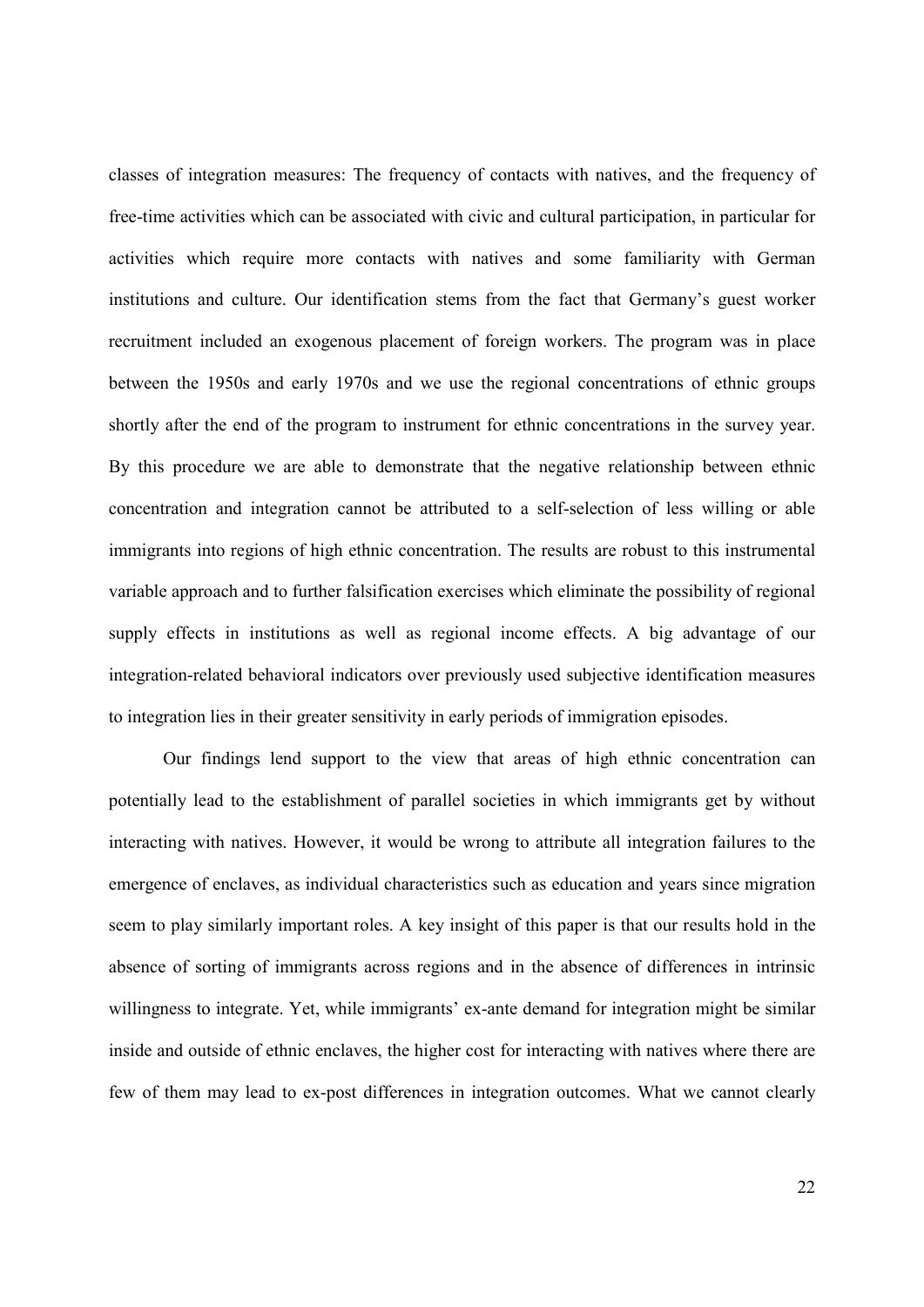classes of integration measures: The frequency of contacts with natives, and the frequency of free-time activities which can be associated with civic and cultural participation, in particular for activities which require more contacts with natives and some familiarity with German institutions and culture. Our identification stems from the fact that Germany's guest worker recruitment included an exogenous placement of foreign workers. The program was in place between the 1950s and early 1970s and we use the regional concentrations of ethnic groups shortly after the end of the program to instrument for ethnic concentrations in the survey year. By this procedure we are able to demonstrate that the negative relationship between ethnic concentration and integration cannot be attributed to a self-selection of less willing or able immigrants into regions of high ethnic concentration. The results are robust to this instrumental variable approach and to further falsification exercises which eliminate the possibility of regional supply effects in institutions as well as regional income effects. A big advantage of our integration-related behavioral indicators over previously used subjective identification measures to integration lies in their greater sensitivity in early periods of immigration episodes.

Our findings lend support to the view that areas of high ethnic concentration can potentially lead to the establishment of parallel societies in which immigrants get by without interacting with natives. However, it would be wrong to attribute all integration failures to the emergence of enclaves, as individual characteristics such as education and years since migration seem to play similarly important roles. A key insight of this paper is that our results hold in the absence of sorting of immigrants across regions and in the absence of differences in intrinsic willingness to integrate. Yet, while immigrants' ex-ante demand for integration might be similar inside and outside of ethnic enclaves, the higher cost for interacting with natives where there are few of them may lead to ex-post differences in integration outcomes. What we cannot clearly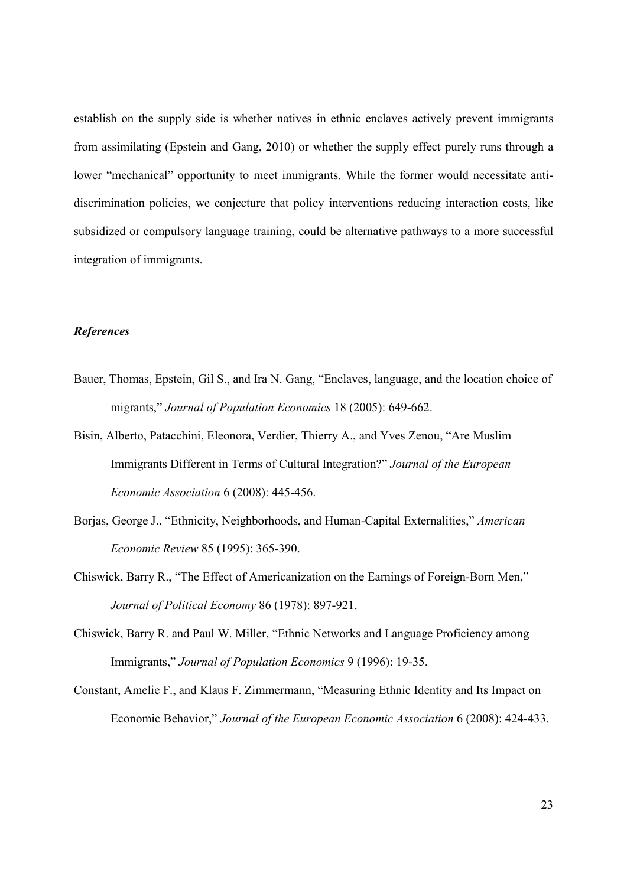establish on the supply side is whether natives in ethnic enclaves actively prevent immigrants from assimilating (Epstein and Gang, 2010) or whether the supply effect purely runs through a lower "mechanical" opportunity to meet immigrants. While the former would necessitate anti-discrimination policies, we conjecture that policy interventions reducing interaction costs, like subsidized or compulsory language training, could be alternative pathways to a more successful integration of immigrants.

### *References*

Bauer, Thomas, Epstein, Gil S., and Ira N. Gang, "Enclaves, language, and the location choice of migrants," *Journal of Population Economics* 18 (2005): 649-662.

Bisin, Alberto, Patacchini, Eleonora, Verdier, Thierry A., and Yves Zenou, "Are Muslim Immigrants Different in Terms of Cultural Integration?" *Journal of the European Economic Association* 6 (2008): 445-456.

Borjas, George J., "Ethnicity, Neighborhoods, and Human-Capital Externalities," *American Economic Review* 85 (1995): 365-390.

Chiswick, Barry R., "The Effect of Americanization on the Earnings of Foreign-Born Men," *Journal of Political Economy* 86 (1978): 897-921.

Chiswick, Barry R. and Paul W. Miller, "Ethnic Networks and Language Proficiency among Immigrants," *Journal of Population Economics* 9 (1996): 19-35.

Constant, Amelie F., and Klaus F. Zimmermann, "Measuring Ethnic Identity and Its Impact on Economic Behavior," *Journal of the European Economic Association* 6 (2008): 424-433.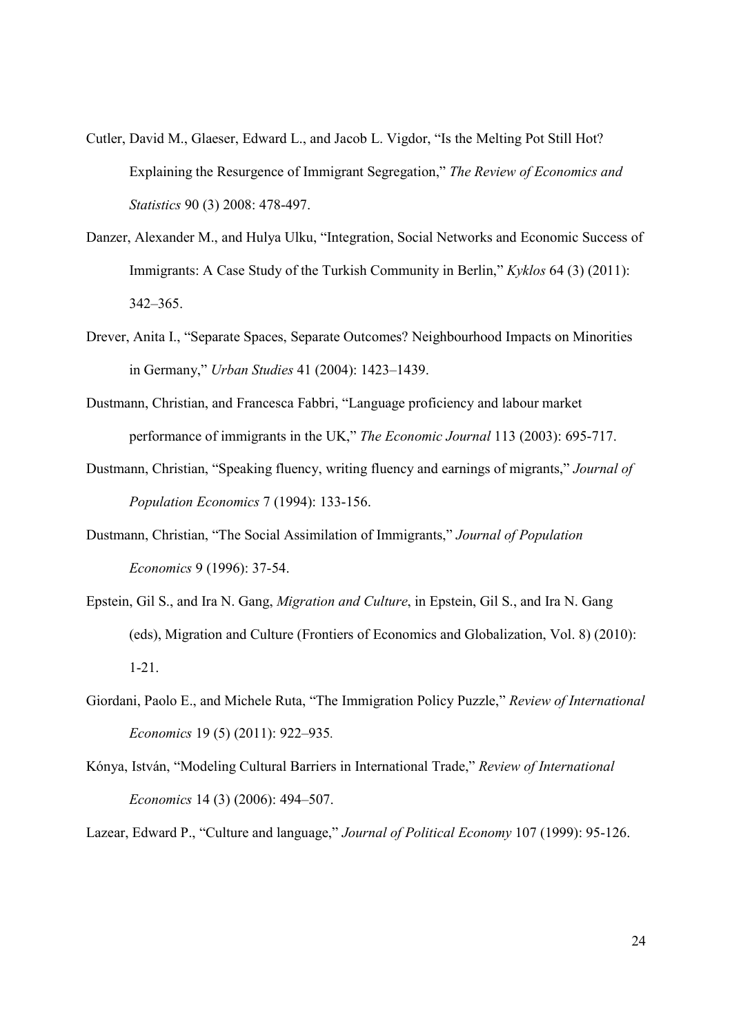Cutler, David M., Glaeser, Edward L., and Jacob L. Vigdor, "Is the Melting Pot Still Hot? Explaining the Resurgence of Immigrant Segregation," *The Review of Economics and Statistics* 90 (3) 2008: 478-497.

Danzer, Alexander M., and Hulya Ulku, "Integration, Social Networks and Economic Success of Immigrants: A Case Study of the Turkish Community in Berlin," *Kyklos* 64 (3) (2011): 342–365.

Drever, Anita I., "Separate Spaces, Separate Outcomes? Neighbourhood Impacts on Minorities in Germany," *Urban Studies* 41 (2004): 1423–1439.

Dustmann, Christian, and Francesca Fabbri, "Language proficiency and labour market performance of immigrants in the UK," *The Economic Journal* 113 (2003): 695-717.

Dustmann, Christian, "Speaking fluency, writing fluency and earnings of migrants," *Journal of Population Economics* 7 (1994): 133-156.

Dustmann, Christian, "The Social Assimilation of Immigrants," *Journal of Population Economics* 9 (1996): 37-54.

Epstein, Gil S., and Ira N. Gang, *Migration and Culture*, in Epstein, Gil S., and Ira N. Gang (eds), Migration and Culture (Frontiers of Economics and Globalization, Vol. 8) (2010): 1-21.

Giordani, Paolo E., and Michele Ruta, "The Immigration Policy Puzzle," *Review of International Economics* 19 (5) (2011): 922–935.

Kónya, István, "Modeling Cultural Barriers in International Trade," *Review of International Economics* 14 (3) (2006): 494–507.

Lazear, Edward P., "Culture and language," *Journal of Political Economy* 107 (1999): 95-126.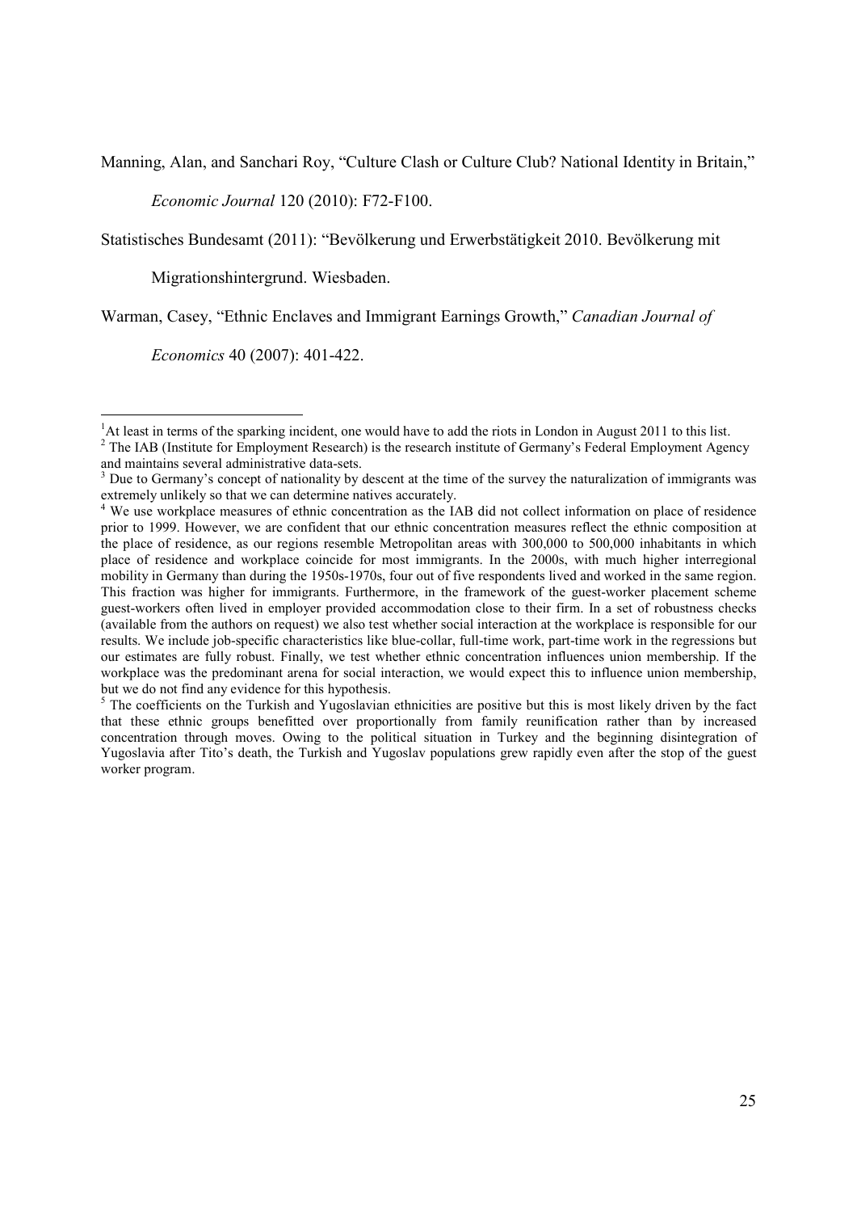Manning, Alan, and Sanchari Roy, "Culture Clash or Culture Club? National Identity in Britain," *Economic Journal* 120 (2010): F72-F100.

Statistisches Bundesamt (2011): "Bevölkerung und Erwerbstätigkeit 2010. Bevölkerung mit Migrationshintergrund. Wiesbaden.

Warman, Casey, "Ethnic Enclaves and Immigrant Earnings Growth," *Canadian Journal of Economics* 40 (2007): 401-422.

---

[1] At least in terms of the sparking incident, one would have to add the riots in London in August 2011 to this list.

[2] The IAB (Institute for Employment Research) is the research institute of Germany's Federal Employment Agency and maintains several administrative data-sets.

[3] Due to Germany's concept of nationality by descent at the time of the survey the naturalization of immigrants was extremely unlikely so that we can determine natives accurately.

[4] We use workplace measures of ethnic concentration as the IAB did not collect information on place of residence prior to 1999. However, we are confident that our ethnic concentration measures reflect the ethnic composition at the place of residence, as our regions resemble Metropolitan areas with 300,000 to 500,000 inhabitants in which place of residence and workplace coincide for most immigrants. In the 2000s, with much higher interregional mobility in Germany than during the 1950s-1970s, four out of five respondents lived and worked in the same region. This fraction was higher for immigrants. Furthermore, in the framework of the guest-worker placement scheme guest-workers often lived in employer provided accommodation close to their firm. In a set of robustness checks (available from the authors on request) we also test whether social interaction at the workplace is responsible for our results. We include job-specific characteristics like blue-collar, full-time work, part-time work in the regressions but our estimates are fully robust. Finally, we test whether ethnic concentration influences union membership. If the workplace was the predominant arena for social interaction, we would expect this to influence union membership, but we do not find any evidence for this hypothesis.

[5] The coefficients on the Turkish and Yugoslavian ethnicities are positive but this is most likely driven by the fact that these ethnic groups benefitted over proportionally from family reunification rather than by increased concentration through moves. Owing to the political situation in Turkey and the beginning disintegration of Yugoslavia after Tito's death, the Turkish and Yugoslav populations grew rapidly even after the stop of the guest worker program.